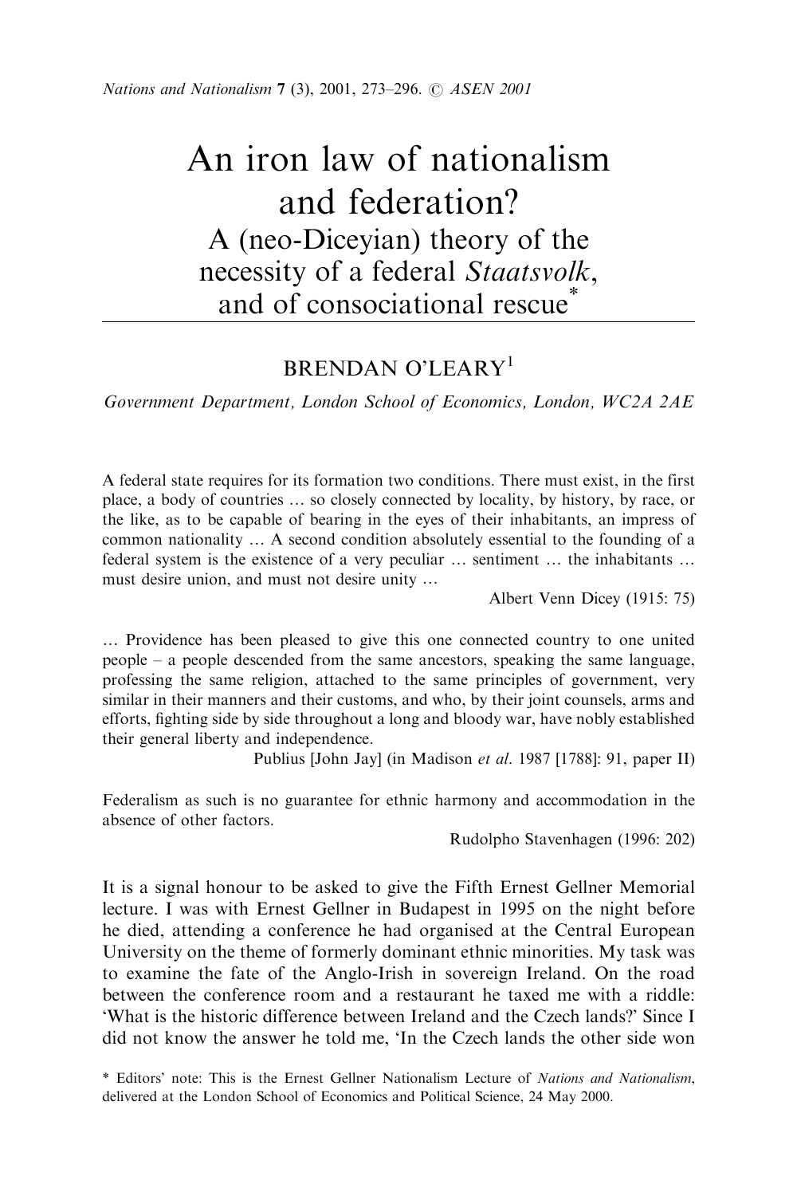# An iron law of nationalism and federation?

## A (neo-Diceyian) theory of the necessity of a federal *Staatsvolk*, and of consociational rescue*

BRENDAN O'LEARY[1]

*Government Department, London School of Economics, London, WC2A 2AE*

A federal state requires for its formation two conditions. There must exist, in the first place, a body of countries … so closely connected by locality, by history, by race, or the like, as to be capable of bearing in the eyes of their inhabitants, an impress of common nationality … A second condition absolutely essential to the founding of a federal system is the existence of a very peculiar … sentiment … the inhabitants … must desire union, and must not desire unity …

Albert Venn Dicey (1915: 75)

… Providence has been pleased to give this one connected country to one united people – a people descended from the same ancestors, speaking the same language, professing the same religion, attached to the same principles of government, very similar in their manners and their customs, and who, by their joint counsels, arms and efforts, fighting side by side throughout a long and bloody war, have nobly established their general liberty and independence.

Publius [John Jay] (in Madison *et al.* 1987 [1788]: 91, paper II)

Federalism as such is no guarantee for ethnic harmony and accommodation in the absence of other factors.

Rudolpho Stavenhagen (1996: 202)

It is a signal honour to be asked to give the Fifth Ernest Gellner Memorial lecture. I was with Ernest Gellner in Budapest in 1995 on the night before he died, attending a conference he had organised at the Central European University on the theme of formerly dominant ethnic minorities. My task was to examine the fate of the Anglo-Irish in sovereign Ireland. On the road between the conference room and a restaurant he taxed me with a riddle: 'What is the historic difference between Ireland and the Czech lands?' Since I did not know the answer he told me, 'In the Czech lands the other side won

\* Editors' note: This is the Ernest Gellner Nationalism Lecture of *Nations and Nationalism*, delivered at the London School of Economics and Political Science, 24 May 2000.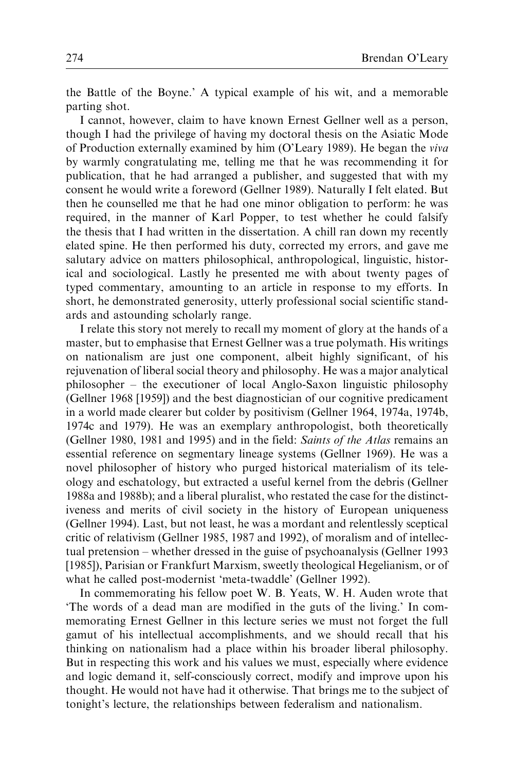the Battle of the Boyne.' A typical example of his wit, and a memorable parting shot.

I cannot, however, claim to have known Ernest Gellner well as a person, though I had the privilege of having my doctoral thesis on the Asiatic Mode of Production externally examined by him (O'Leary 1989). He began the *viva* by warmly congratulating me, telling me that he was recommending it for publication, that he had arranged a publisher, and suggested that with my consent he would write a foreword (Gellner 1989). Naturally I felt elated. But then he counselled me that he had one minor obligation to perform: he was required, in the manner of Karl Popper, to test whether he could falsify the thesis that I had written in the dissertation. A chill ran down my recently elated spine. He then performed his duty, corrected my errors, and gave me salutary advice on matters philosophical, anthropological, linguistic, historical and sociological. Lastly he presented me with about twenty pages of typed commentary, amounting to an article in response to my efforts. In short, he demonstrated generosity, utterly professional social scientific standards and astounding scholarly range.

I relate this story not merely to recall my moment of glory at the hands of a master, but to emphasise that Ernest Gellner was a true polymath. His writings on nationalism are just one component, albeit highly significant, of his rejuvenation of liberal social theory and philosophy. He was a major analytical philosopher – the executioner of local Anglo-Saxon linguistic philosophy (Gellner 1968 [1959]) and the best diagnostician of our cognitive predicament in a world made clearer but colder by positivism (Gellner 1964, 1974a, 1974b, 1974c and 1979). He was an exemplary anthropologist, both theoretically (Gellner 1980, 1981 and 1995) and in the field: *Saints of the Atlas* remains an essential reference on segmentary lineage systems (Gellner 1969). He was a novel philosopher of history who purged historical materialism of its teleology and eschatology, but extracted a useful kernel from the debris (Gellner 1988a and 1988b); and a liberal pluralist, who restated the case for the distinctiveness and merits of civil society in the history of European uniqueness (Gellner 1994). Last, but not least, he was a mordant and relentlessly sceptical critic of relativism (Gellner 1985, 1987 and 1992), of moralism and of intellectual pretension – whether dressed in the guise of psychoanalysis (Gellner 1993 [1985]), Parisian or Frankfurt Marxism, sweetly theological Hegelianism, or of what he called post-modernist 'meta-twaddle' (Gellner 1992).

In commemorating his fellow poet W. B. Yeats, W. H. Auden wrote that 'The words of a dead man are modified in the guts of the living.' In commemorating Ernest Gellner in this lecture series we must not forget the full gamut of his intellectual accomplishments, and we should recall that his thinking on nationalism had a place within his broader liberal philosophy. But in respecting this work and his values we must, especially where evidence and logic demand it, self-consciously correct, modify and improve upon his thought. He would not have had it otherwise. That brings me to the subject of tonight's lecture, the relationships between federalism and nationalism.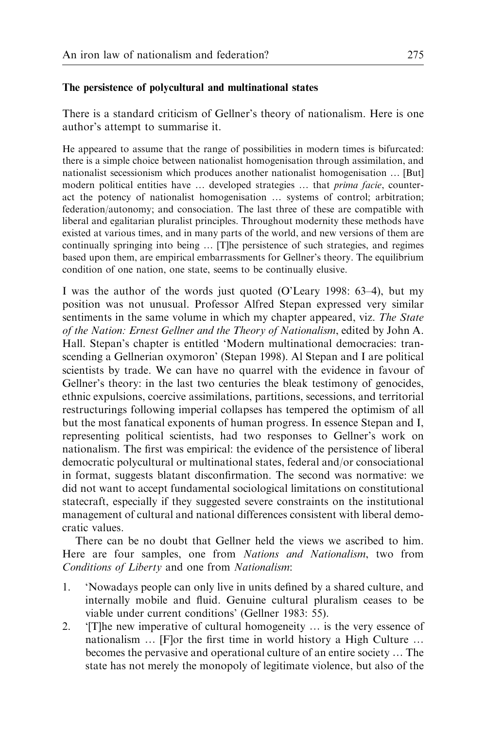### The persistence of polycultural and multinational states

There is a standard criticism of Gellner's theory of nationalism. Here is one author's attempt to summarise it.

> He appeared to assume that the range of possibilities in modern times is bifurcated: there is a simple choice between nationalist homogenisation through assimilation, and nationalist secessionism which produces another nationalist homogenisation … [But] modern political entities have … developed strategies … that *prima facie*, counteract the potency of nationalist homogenisation … systems of control; arbitration; federation/autonomy; and consociation. The last three of these are compatible with liberal and egalitarian pluralist principles. Throughout modernity these methods have existed at various times, and in many parts of the world, and new versions of them are continually springing into being … [T]he persistence of such strategies, and regimes based upon them, are empirical embarrassments for Gellner's theory. The equilibrium condition of one nation, one state, seems to be continually elusive.

I was the author of the words just quoted (O'Leary 1998: 63–4), but my position was not unusual. Professor Alfred Stepan expressed very similar sentiments in the same volume in which my chapter appeared, viz. *The State of the Nation: Ernest Gellner and the Theory of Nationalism*, edited by John A. Hall. Stepan's chapter is entitled 'Modern multinational democracies: transcending a Gellnerian oxymoron' (Stepan 1998). Al Stepan and I are political scientists by trade. We can have no quarrel with the evidence in favour of Gellner's theory: in the last two centuries the bleak testimony of genocides, ethnic expulsions, coercive assimilations, partitions, secessions, and territorial restructurings following imperial collapses has tempered the optimism of all but the most fanatical exponents of human progress. In essence Stepan and I, representing political scientists, had two responses to Gellner's work on nationalism. The first was empirical: the evidence of the persistence of liberal democratic polycultural or multinational states, federal and/or consociational in format, suggests blatant disconfirmation. The second was normative: we did not want to accept fundamental sociological limitations on constitutional statecraft, especially if they suggested severe constraints on the institutional management of cultural and national differences consistent with liberal democratic values.

There can be no doubt that Gellner held the views we ascribed to him. Here are four samples, one from *Nations and Nationalism*, two from *Conditions of Liberty* and one from *Nationalism*:

1. 'Nowadays people can only live in units defined by a shared culture, and internally mobile and fluid. Genuine cultural pluralism ceases to be viable under current conditions' (Gellner 1983: 55).
2. '[T]he new imperative of cultural homogeneity … is the very essence of nationalism … [F]or the first time in world history a High Culture … becomes the pervasive and operational culture of an entire society … The state has not merely the monopoly of legitimate violence, but also of the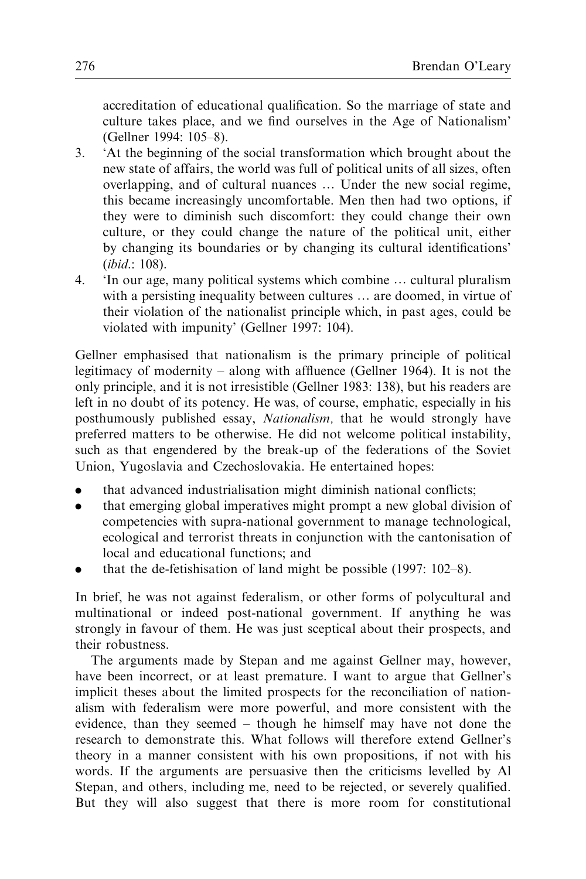accreditation of educational qualification. So the marriage of state and culture takes place, and we find ourselves in the Age of Nationalism' (Gellner 1994: 105–8).

3. 'At the beginning of the social transformation which brought about the new state of affairs, the world was full of political units of all sizes, often overlapping, and of cultural nuances … Under the new social regime, this became increasingly uncomfortable. Men then had two options, if they were to diminish such discomfort: they could change their own culture, or they could change the nature of the political unit, either by changing its boundaries or by changing its cultural identifications' (*ibid.*: 108).
4. 'In our age, many political systems which combine … cultural pluralism with a persisting inequality between cultures … are doomed, in virtue of their violation of the nationalist principle which, in past ages, could be violated with impunity' (Gellner 1997: 104).

Gellner emphasised that nationalism is the primary principle of political legitimacy of modernity – along with affluence (Gellner 1964). It is not the only principle, and it is not irresistible (Gellner 1983: 138), but his readers are left in no doubt of its potency. He was, of course, emphatic, especially in his posthumously published essay, *Nationalism,* that he would strongly have preferred matters to be otherwise. He did not welcome political instability, such as that engendered by the break-up of the federations of the Soviet Union, Yugoslavia and Czechoslovakia. He entertained hopes:

- that advanced industrialisation might diminish national conflicts;
- that emerging global imperatives might prompt a new global division of competencies with supra-national government to manage technological, ecological and terrorist threats in conjunction with the cantonisation of local and educational functions; and
- that the de-fetishisation of land might be possible (1997: 102–8).

In brief, he was not against federalism, or other forms of polycultural and multinational or indeed post-national government. If anything he was strongly in favour of them. He was just sceptical about their prospects, and their robustness.

The arguments made by Stepan and me against Gellner may, however, have been incorrect, or at least premature. I want to argue that Gellner's implicit theses about the limited prospects for the reconciliation of nationalism with federalism were more powerful, and more consistent with the evidence, than they seemed – though he himself may have not done the research to demonstrate this. What follows will therefore extend Gellner's theory in a manner consistent with his own propositions, if not with his words. If the arguments are persuasive then the criticisms levelled by Al Stepan, and others, including me, need to be rejected, or severely qualified. But they will also suggest that there is more room for constitutional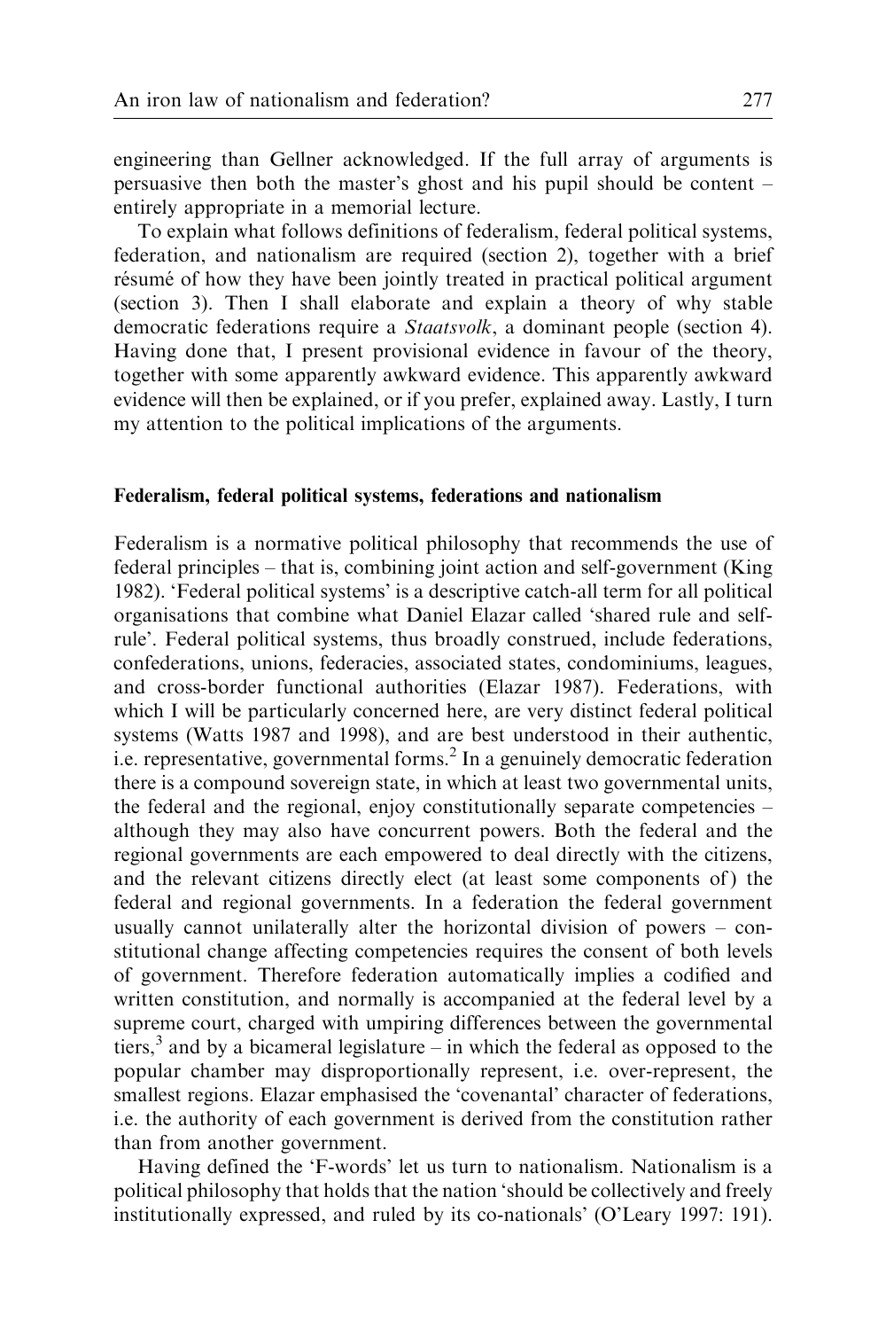engineering than Gellner acknowledged. If the full array of arguments is persuasive then both the master's ghost and his pupil should be content – entirely appropriate in a memorial lecture.

To explain what follows definitions of federalism, federal political systems, federation, and nationalism are required (section 2), together with a brief résumé of how they have been jointly treated in practical political argument (section 3). Then I shall elaborate and explain a theory of why stable democratic federations require a *Staatsvolk*, a dominant people (section 4). Having done that, I present provisional evidence in favour of the theory, together with some apparently awkward evidence. This apparently awkward evidence will then be explained, or if you prefer, explained away. Lastly, I turn my attention to the political implications of the arguments.

## Federalism, federal political systems, federations and nationalism

Federalism is a normative political philosophy that recommends the use of federal principles – that is, combining joint action and self-government (King 1982). 'Federal political systems' is a descriptive catch-all term for all political organisations that combine what Daniel Elazar called 'shared rule and self-rule'. Federal political systems, thus broadly construed, include federations, confederations, unions, federacies, associated states, condominiums, leagues, and cross-border functional authorities (Elazar 1987). Federations, with which I will be particularly concerned here, are very distinct federal political systems (Watts 1987 and 1998), and are best understood in their authentic, i.e. representative, governmental forms.[2] In a genuinely democratic federation there is a compound sovereign state, in which at least two governmental units, the federal and the regional, enjoy constitutionally separate competencies – although they may also have concurrent powers. Both the federal and the regional governments are each empowered to deal directly with the citizens, and the relevant citizens directly elect (at least some components of) the federal and regional governments. In a federation the federal government usually cannot unilaterally alter the horizontal division of powers – constitutional change affecting competencies requires the consent of both levels of government. Therefore federation automatically implies a codified and written constitution, and normally is accompanied at the federal level by a supreme court, charged with umpiring differences between the governmental tiers,[3] and by a bicameral legislature – in which the federal as opposed to the popular chamber may disproportionally represent, i.e. over-represent, the smallest regions. Elazar emphasised the 'covenantal' character of federations, i.e. the authority of each government is derived from the constitution rather than from another government.

Having defined the 'F-words' let us turn to nationalism. Nationalism is a political philosophy that holds that the nation 'should be collectively and freely institutionally expressed, and ruled by its co-nationals' (O'Leary 1997: 191).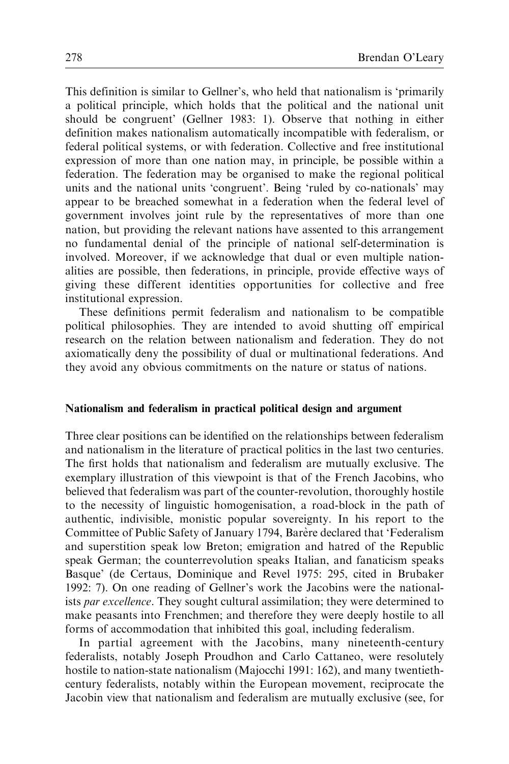This definition is similar to Gellner's, who held that nationalism is 'primarily a political principle, which holds that the political and the national unit should be congruent' (Gellner 1983: 1). Observe that nothing in either definition makes nationalism automatically incompatible with federalism, or federal political systems, or with federation. Collective and free institutional expression of more than one nation may, in principle, be possible within a federation. The federation may be organised to make the regional political units and the national units 'congruent'. Being 'ruled by co-nationals' may appear to be breached somewhat in a federation when the federal level of government involves joint rule by the representatives of more than one nation, but providing the relevant nations have assented to this arrangement no fundamental denial of the principle of national self-determination is involved. Moreover, if we acknowledge that dual or even multiple nationalities are possible, then federations, in principle, provide effective ways of giving these different identities opportunities for collective and free institutional expression.

These definitions permit federalism and nationalism to be compatible political philosophies. They are intended to avoid shutting off empirical research on the relation between nationalism and federation. They do not axiomatically deny the possibility of dual or multinational federations. And they avoid any obvious commitments on the nature or status of nations.

## Nationalism and federalism in practical political design and argument

Three clear positions can be identified on the relationships between federalism and nationalism in the literature of practical politics in the last two centuries. The first holds that nationalism and federalism are mutually exclusive. The exemplary illustration of this viewpoint is that of the French Jacobins, who believed that federalism was part of the counter-revolution, thoroughly hostile to the necessity of linguistic homogenisation, a road-block in the path of authentic, indivisible, monistic popular sovereignty. In his report to the Committee of Public Safety of January 1794, Barère declared that 'Federalism and superstition speak low Breton; emigration and hatred of the Republic speak German; the counterrevolution speaks Italian, and fanaticism speaks Basque' (de Certaus, Dominique and Revel 1975: 295, cited in Brubaker 1992: 7). On one reading of Gellner's work the Jacobins were the nationalists *par excellence*. They sought cultural assimilation; they were determined to make peasants into Frenchmen; and therefore they were deeply hostile to all forms of accommodation that inhibited this goal, including federalism.

In partial agreement with the Jacobins, many nineteenth-century federalists, notably Joseph Proudhon and Carlo Cattaneo, were resolutely hostile to nation-state nationalism (Majocchi 1991: 162), and many twentieth-century federalists, notably within the European movement, reciprocate the Jacobin view that nationalism and federalism are mutually exclusive (see, for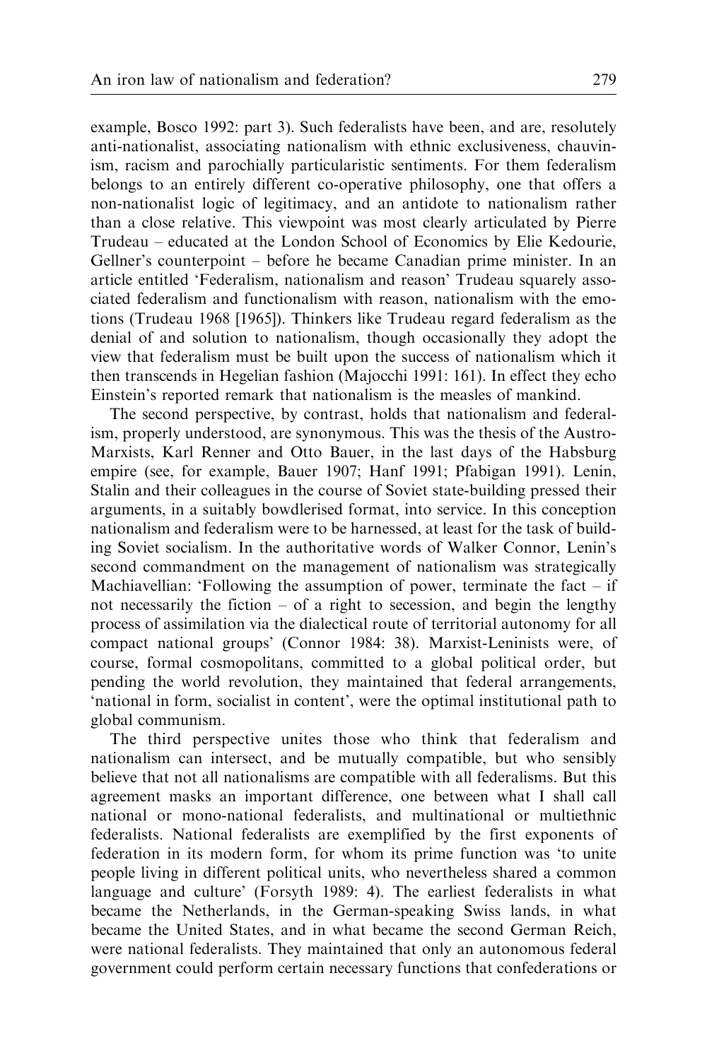example, Bosco 1992: part 3). Such federalists have been, and are, resolutely anti-nationalist, associating nationalism with ethnic exclusiveness, chauvinism, racism and parochially particularistic sentiments. For them federalism belongs to an entirely different co-operative philosophy, one that offers a non-nationalist logic of legitimacy, and an antidote to nationalism rather than a close relative. This viewpoint was most clearly articulated by Pierre Trudeau – educated at the London School of Economics by Elie Kedourie, Gellner's counterpoint – before he became Canadian prime minister. In an article entitled 'Federalism, nationalism and reason' Trudeau squarely associated federalism and functionalism with reason, nationalism with the emotions (Trudeau 1968 [1965]). Thinkers like Trudeau regard federalism as the denial of and solution to nationalism, though occasionally they adopt the view that federalism must be built upon the success of nationalism which it then transcends in Hegelian fashion (Majocchi 1991: 161). In effect they echo Einstein's reported remark that nationalism is the measles of mankind.

The second perspective, by contrast, holds that nationalism and federalism, properly understood, are synonymous. This was the thesis of the Austro-Marxists, Karl Renner and Otto Bauer, in the last days of the Habsburg empire (see, for example, Bauer 1907; Hanf 1991; Pfabigan 1991). Lenin, Stalin and their colleagues in the course of Soviet state-building pressed their arguments, in a suitably bowdlerised format, into service. In this conception nationalism and federalism were to be harnessed, at least for the task of building Soviet socialism. In the authoritative words of Walker Connor, Lenin's second commandment on the management of nationalism was strategically Machiavellian: 'Following the assumption of power, terminate the fact – if not necessarily the fiction – of a right to secession, and begin the lengthy process of assimilation via the dialectical route of territorial autonomy for all compact national groups' (Connor 1984: 38). Marxist-Leninists were, of course, formal cosmopolitans, committed to a global political order, but pending the world revolution, they maintained that federal arrangements, 'national in form, socialist in content', were the optimal institutional path to global communism.

The third perspective unites those who think that federalism and nationalism can intersect, and be mutually compatible, but who sensibly believe that not all nationalisms are compatible with all federalisms. But this agreement masks an important difference, one between what I shall call national or mono-national federalists, and multinational or multiethnic federalists. National federalists are exemplified by the first exponents of federation in its modern form, for whom its prime function was 'to unite people living in different political units, who nevertheless shared a common language and culture' (Forsyth 1989: 4). The earliest federalists in what became the Netherlands, in the German-speaking Swiss lands, in what became the United States, and in what became the second German Reich, were national federalists. They maintained that only an autonomous federal government could perform certain necessary functions that confederations or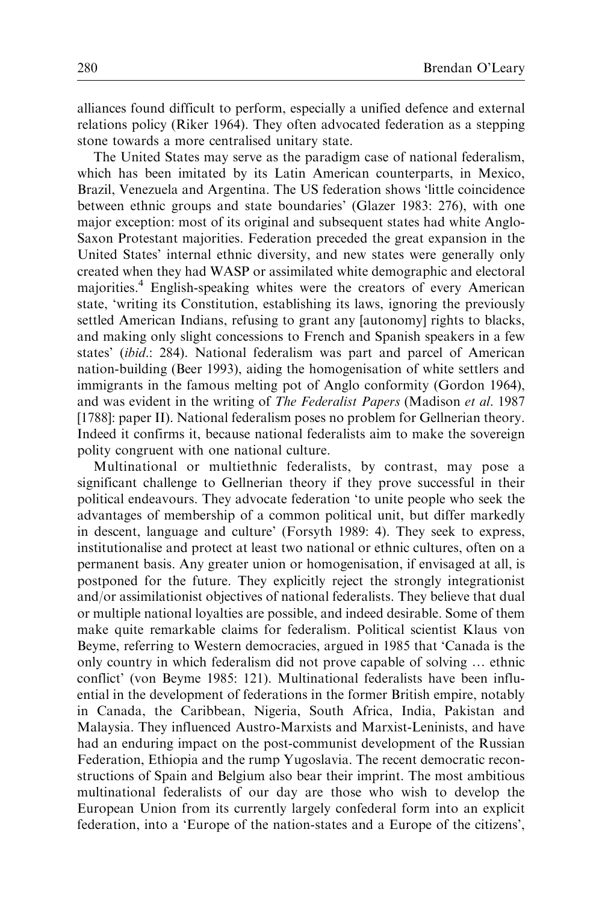alliances found difficult to perform, especially a unified defence and external relations policy (Riker 1964). They often advocated federation as a stepping stone towards a more centralised unitary state.

The United States may serve as the paradigm case of national federalism, which has been imitated by its Latin American counterparts, in Mexico, Brazil, Venezuela and Argentina. The US federation shows 'little coincidence between ethnic groups and state boundaries' (Glazer 1983: 276), with one major exception: most of its original and subsequent states had white Anglo-Saxon Protestant majorities. Federation preceded the great expansion in the United States' internal ethnic diversity, and new states were generally only created when they had WASP or assimilated white demographic and electoral majorities.[4] English-speaking whites were the creators of every American state, 'writing its Constitution, establishing its laws, ignoring the previously settled American Indians, refusing to grant any [autonomy] rights to blacks, and making only slight concessions to French and Spanish speakers in a few states' (*ibid*.: 284). National federalism was part and parcel of American nation-building (Beer 1993), aiding the homogenisation of white settlers and immigrants in the famous melting pot of Anglo conformity (Gordon 1964), and was evident in the writing of *The Federalist Papers* (Madison *et al*. 1987 [1788]: paper II). National federalism poses no problem for Gellnerian theory. Indeed it confirms it, because national federalists aim to make the sovereign polity congruent with one national culture.

Multinational or multiethnic federalists, by contrast, may pose a significant challenge to Gellnerian theory if they prove successful in their political endeavours. They advocate federation 'to unite people who seek the advantages of membership of a common political unit, but differ markedly in descent, language and culture' (Forsyth 1989: 4). They seek to express, institutionalise and protect at least two national or ethnic cultures, often on a permanent basis. Any greater union or homogenisation, if envisaged at all, is postponed for the future. They explicitly reject the strongly integrationist and/or assimilationist objectives of national federalists. They believe that dual or multiple national loyalties are possible, and indeed desirable. Some of them make quite remarkable claims for federalism. Political scientist Klaus von Beyme, referring to Western democracies, argued in 1985 that 'Canada is the only country in which federalism did not prove capable of solving … ethnic conflict' (von Beyme 1985: 121). Multinational federalists have been influential in the development of federations in the former British empire, notably in Canada, the Caribbean, Nigeria, South Africa, India, Pakistan and Malaysia. They influenced Austro-Marxists and Marxist-Leninists, and have had an enduring impact on the post-communist development of the Russian Federation, Ethiopia and the rump Yugoslavia. The recent democratic reconstructions of Spain and Belgium also bear their imprint. The most ambitious multinational federalists of our day are those who wish to develop the European Union from its currently largely confederal form into an explicit federation, into a 'Europe of the nation-states and a Europe of the citizens',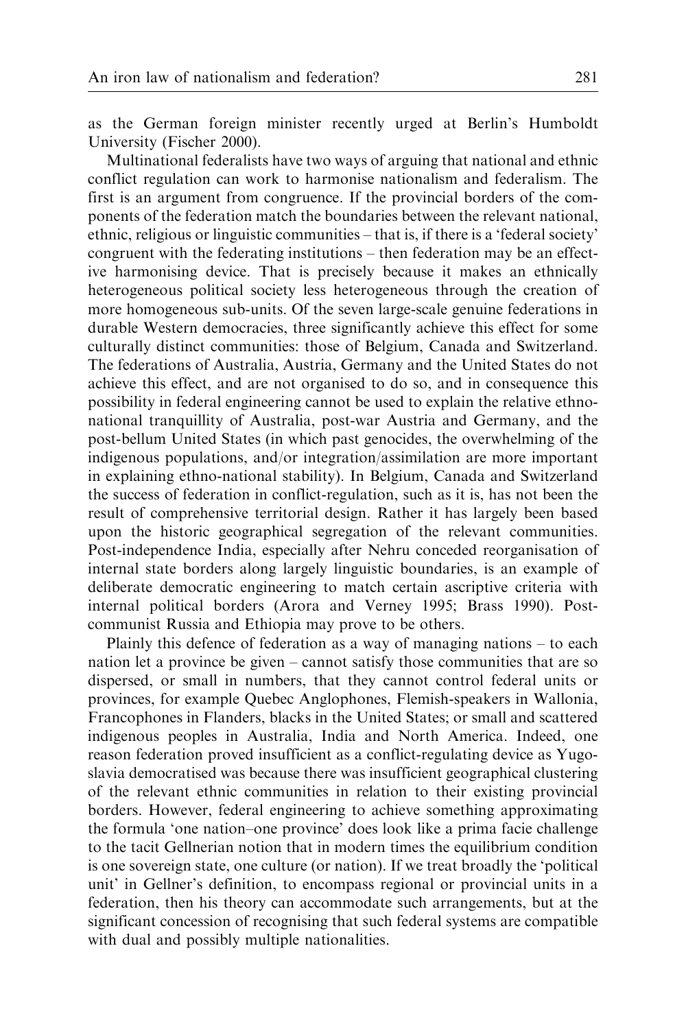as the German foreign minister recently urged at Berlin's Humboldt University (Fischer 2000).

Multinational federalists have two ways of arguing that national and ethnic conflict regulation can work to harmonise nationalism and federalism. The first is an argument from congruence. If the provincial borders of the components of the federation match the boundaries between the relevant national, ethnic, religious or linguistic communities – that is, if there is a 'federal society' congruent with the federating institutions – then federation may be an effective harmonising device. That is precisely because it makes an ethnically heterogeneous political society less heterogeneous through the creation of more homogeneous sub-units. Of the seven large-scale genuine federations in durable Western democracies, three significantly achieve this effect for some culturally distinct communities: those of Belgium, Canada and Switzerland. The federations of Australia, Austria, Germany and the United States do not achieve this effect, and are not organised to do so, and in consequence this possibility in federal engineering cannot be used to explain the relative ethno-national tranquillity of Australia, post-war Austria and Germany, and the post-bellum United States (in which past genocides, the overwhelming of the indigenous populations, and/or integration/assimilation are more important in explaining ethno-national stability). In Belgium, Canada and Switzerland the success of federation in conflict-regulation, such as it is, has not been the result of comprehensive territorial design. Rather it has largely been based upon the historic geographical segregation of the relevant communities. Post-independence India, especially after Nehru conceded reorganisation of internal state borders along largely linguistic boundaries, is an example of deliberate democratic engineering to match certain ascriptive criteria with internal political borders (Arora and Verney 1995; Brass 1990). Post-communist Russia and Ethiopia may prove to be others.

Plainly this defence of federation as a way of managing nations – to each nation let a province be given – cannot satisfy those communities that are so dispersed, or small in numbers, that they cannot control federal units or provinces, for example Quebec Anglophones, Flemish-speakers in Wallonia, Francophones in Flanders, blacks in the United States; or small and scattered indigenous peoples in Australia, India and North America. Indeed, one reason federation proved insufficient as a conflict-regulating device as Yugoslavia democratised was because there was insufficient geographical clustering of the relevant ethnic communities in relation to their existing provincial borders. However, federal engineering to achieve something approximating the formula 'one nation–one province' does look like a prima facie challenge to the tacit Gellnerian notion that in modern times the equilibrium condition is one sovereign state, one culture (or nation). If we treat broadly the 'political unit' in Gellner's definition, to encompass regional or provincial units in a federation, then his theory can accommodate such arrangements, but at the significant concession of recognising that such federal systems are compatible with dual and possibly multiple nationalities.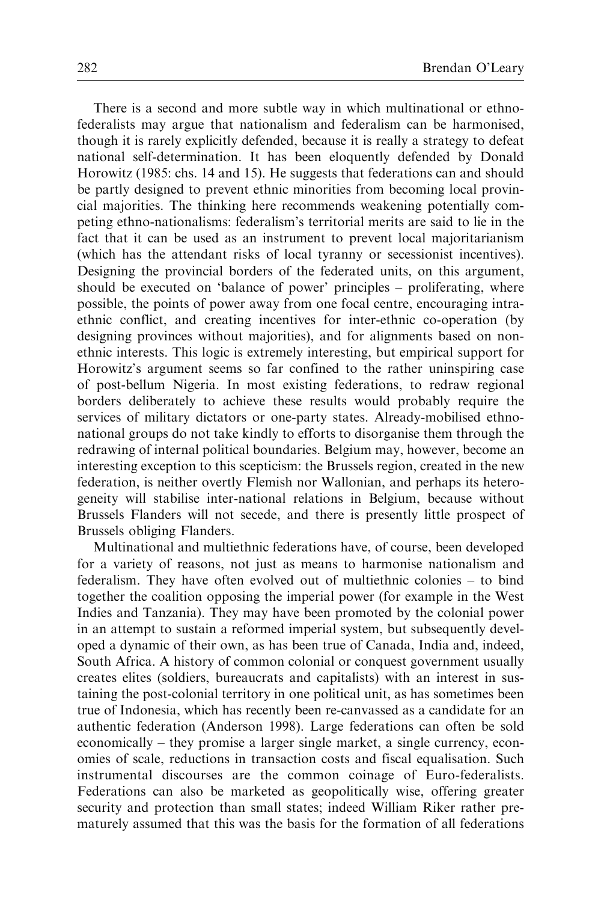There is a second and more subtle way in which multinational or ethnofederalists may argue that nationalism and federalism can be harmonised, though it is rarely explicitly defended, because it is really a strategy to defeat national self-determination. It has been eloquently defended by Donald Horowitz (1985: chs. 14 and 15). He suggests that federations can and should be partly designed to prevent ethnic minorities from becoming local provincial majorities. The thinking here recommends weakening potentially competing ethno-nationalisms: federalism's territorial merits are said to lie in the fact that it can be used as an instrument to prevent local majoritarianism (which has the attendant risks of local tyranny or secessionist incentives). Designing the provincial borders of the federated units, on this argument, should be executed on 'balance of power' principles – proliferating, where possible, the points of power away from one focal centre, encouraging intra-ethnic conflict, and creating incentives for inter-ethnic co-operation (by designing provinces without majorities), and for alignments based on non-ethnic interests. This logic is extremely interesting, but empirical support for Horowitz's argument seems so far confined to the rather uninspiring case of post-bellum Nigeria. In most existing federations, to redraw regional borders deliberately to achieve these results would probably require the services of military dictators or one-party states. Already-mobilised ethno-national groups do not take kindly to efforts to disorganise them through the redrawing of internal political boundaries. Belgium may, however, become an interesting exception to this scepticism: the Brussels region, created in the new federation, is neither overtly Flemish nor Wallonian, and perhaps its heterogeneity will stabilise inter-national relations in Belgium, because without Brussels Flanders will not secede, and there is presently little prospect of Brussels obliging Flanders.

Multinational and multiethnic federations have, of course, been developed for a variety of reasons, not just as means to harmonise nationalism and federalism. They have often evolved out of multiethnic colonies – to bind together the coalition opposing the imperial power (for example in the West Indies and Tanzania). They may have been promoted by the colonial power in an attempt to sustain a reformed imperial system, but subsequently developed a dynamic of their own, as has been true of Canada, India and, indeed, South Africa. A history of common colonial or conquest government usually creates elites (soldiers, bureaucrats and capitalists) with an interest in sustaining the post-colonial territory in one political unit, as has sometimes been true of Indonesia, which has recently been re-canvassed as a candidate for an authentic federation (Anderson 1998). Large federations can often be sold economically – they promise a larger single market, a single currency, economies of scale, reductions in transaction costs and fiscal equalisation. Such instrumental discourses are the common coinage of Euro-federalists. Federations can also be marketed as geopolitically wise, offering greater security and protection than small states; indeed William Riker rather prematurely assumed that this was the basis for the formation of all federations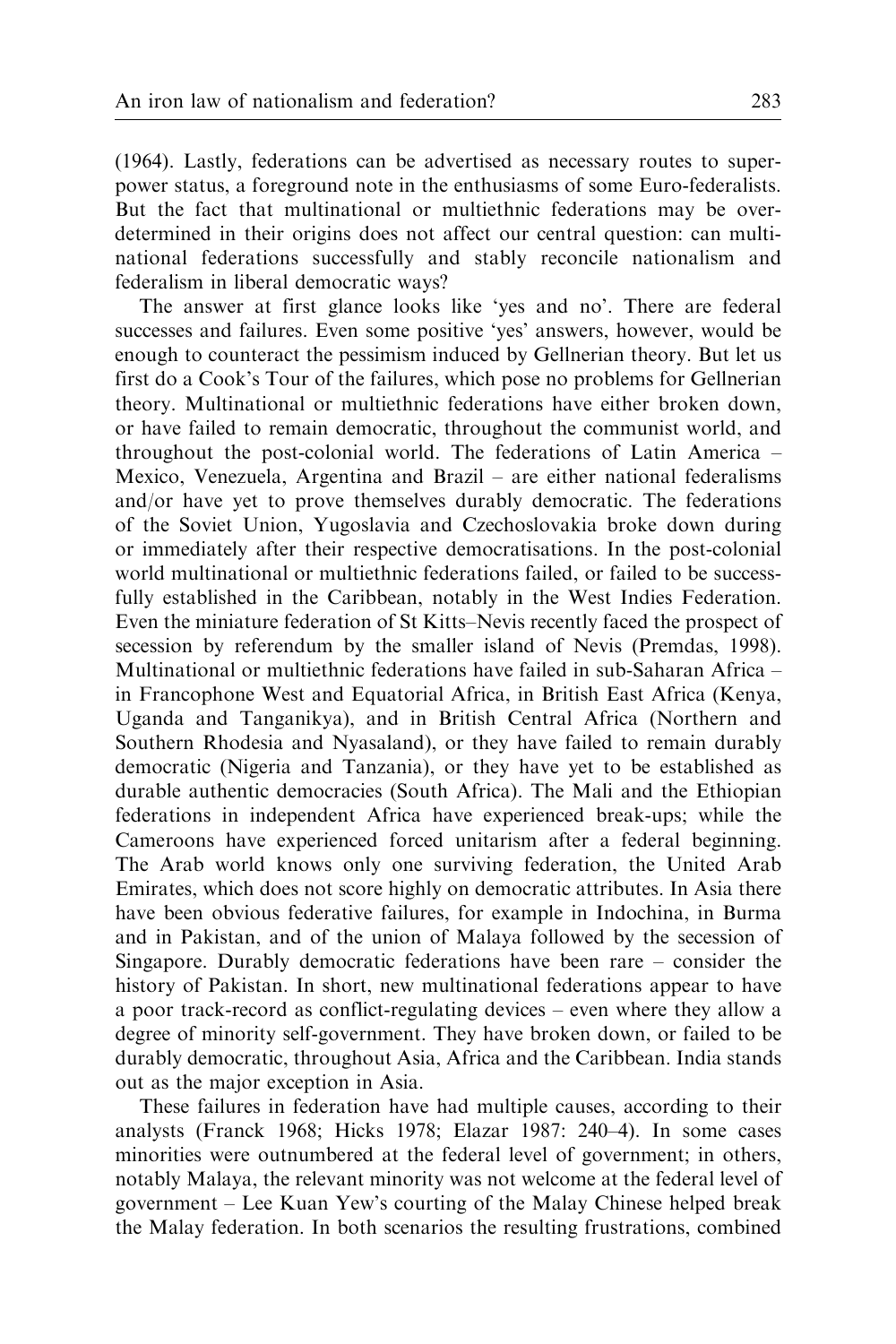(1964). Lastly, federations can be advertised as necessary routes to superpower status, a foreground note in the enthusiasms of some Euro-federalists. But the fact that multinational or multiethnic federations may be overdetermined in their origins does not affect our central question: can multinational federations successfully and stably reconcile nationalism and federalism in liberal democratic ways?

The answer at first glance looks like 'yes and no'. There are federal successes and failures. Even some positive 'yes' answers, however, would be enough to counteract the pessimism induced by Gellnerian theory. But let us first do a Cook's Tour of the failures, which pose no problems for Gellnerian theory. Multinational or multiethnic federations have either broken down, or have failed to remain democratic, throughout the communist world, and throughout the post-colonial world. The federations of Latin America – Mexico, Venezuela, Argentina and Brazil – are either national federalisms and/or have yet to prove themselves durably democratic. The federations of the Soviet Union, Yugoslavia and Czechoslovakia broke down during or immediately after their respective democratisations. In the post-colonial world multinational or multiethnic federations failed, or failed to be successfully established in the Caribbean, notably in the West Indies Federation. Even the miniature federation of St Kitts–Nevis recently faced the prospect of secession by referendum by the smaller island of Nevis (Premdas, 1998). Multinational or multiethnic federations have failed in sub-Saharan Africa – in Francophone West and Equatorial Africa, in British East Africa (Kenya, Uganda and Tanganikya), and in British Central Africa (Northern and Southern Rhodesia and Nyasaland), or they have failed to remain durably democratic (Nigeria and Tanzania), or they have yet to be established as durable authentic democracies (South Africa). The Mali and the Ethiopian federations in independent Africa have experienced break-ups; while the Cameroons have experienced forced unitarism after a federal beginning. The Arab world knows only one surviving federation, the United Arab Emirates, which does not score highly on democratic attributes. In Asia there have been obvious federative failures, for example in Indochina, in Burma and in Pakistan, and of the union of Malaya followed by the secession of Singapore. Durably democratic federations have been rare – consider the history of Pakistan. In short, new multinational federations appear to have a poor track-record as conflict-regulating devices – even where they allow a degree of minority self-government. They have broken down, or failed to be durably democratic, throughout Asia, Africa and the Caribbean. India stands out as the major exception in Asia.

These failures in federation have had multiple causes, according to their analysts (Franck 1968; Hicks 1978; Elazar 1987: 240–4). In some cases minorities were outnumbered at the federal level of government; in others, notably Malaya, the relevant minority was not welcome at the federal level of government – Lee Kuan Yew's courting of the Malay Chinese helped break the Malay federation. In both scenarios the resulting frustrations, combined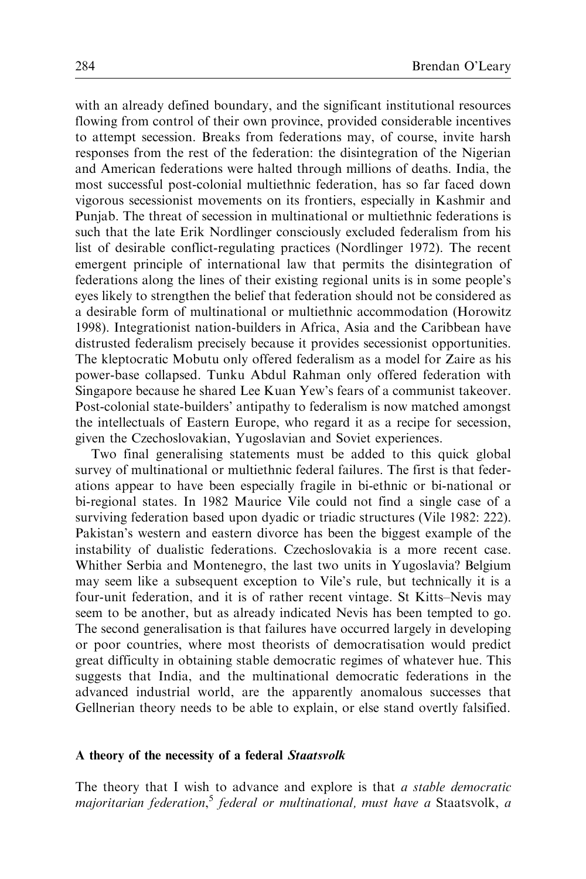with an already defined boundary, and the significant institutional resources flowing from control of their own province, provided considerable incentives to attempt secession. Breaks from federations may, of course, invite harsh responses from the rest of the federation: the disintegration of the Nigerian and American federations were halted through millions of deaths. India, the most successful post-colonial multiethnic federation, has so far faced down vigorous secessionist movements on its frontiers, especially in Kashmir and Punjab. The threat of secession in multinational or multiethnic federations is such that the late Erik Nordlinger consciously excluded federalism from his list of desirable conflict-regulating practices (Nordlinger 1972). The recent emergent principle of international law that permits the disintegration of federations along the lines of their existing regional units is in some people's eyes likely to strengthen the belief that federation should not be considered as a desirable form of multinational or multiethnic accommodation (Horowitz 1998). Integrationist nation-builders in Africa, Asia and the Caribbean have distrusted federalism precisely because it provides secessionist opportunities. The kleptocratic Mobutu only offered federalism as a model for Zaire as his power-base collapsed. Tunku Abdul Rahman only offered federation with Singapore because he shared Lee Kuan Yew's fears of a communist takeover. Post-colonial state-builders' antipathy to federalism is now matched amongst the intellectuals of Eastern Europe, who regard it as a recipe for secession, given the Czechoslovakian, Yugoslavian and Soviet experiences.

Two final generalising statements must be added to this quick global survey of multinational or multiethnic federal failures. The first is that federations appear to have been especially fragile in bi-ethnic or bi-national or bi-regional states. In 1982 Maurice Vile could not find a single case of a surviving federation based upon dyadic or triadic structures (Vile 1982: 222). Pakistan's western and eastern divorce has been the biggest example of the instability of dualistic federations. Czechoslovakia is a more recent case. Whither Serbia and Montenegro, the last two units in Yugoslavia? Belgium may seem like a subsequent exception to Vile's rule, but technically it is a four-unit federation, and it is of rather recent vintage. St Kitts–Nevis may seem to be another, but as already indicated Nevis has been tempted to go. The second generalisation is that failures have occurred largely in developing or poor countries, where most theorists of democratisation would predict great difficulty in obtaining stable democratic regimes of whatever hue. This suggests that India, and the multinational democratic federations in the advanced industrial world, are the apparently anomalous successes that Gellnerian theory needs to be able to explain, or else stand overtly falsified.

### A theory of the necessity of a federal *Staatsvolk*

The theory that I wish to advance and explore is that *a stable democratic majoritarian federation*,[5] *federal or multinational, must have a* Staatsvolk, *a*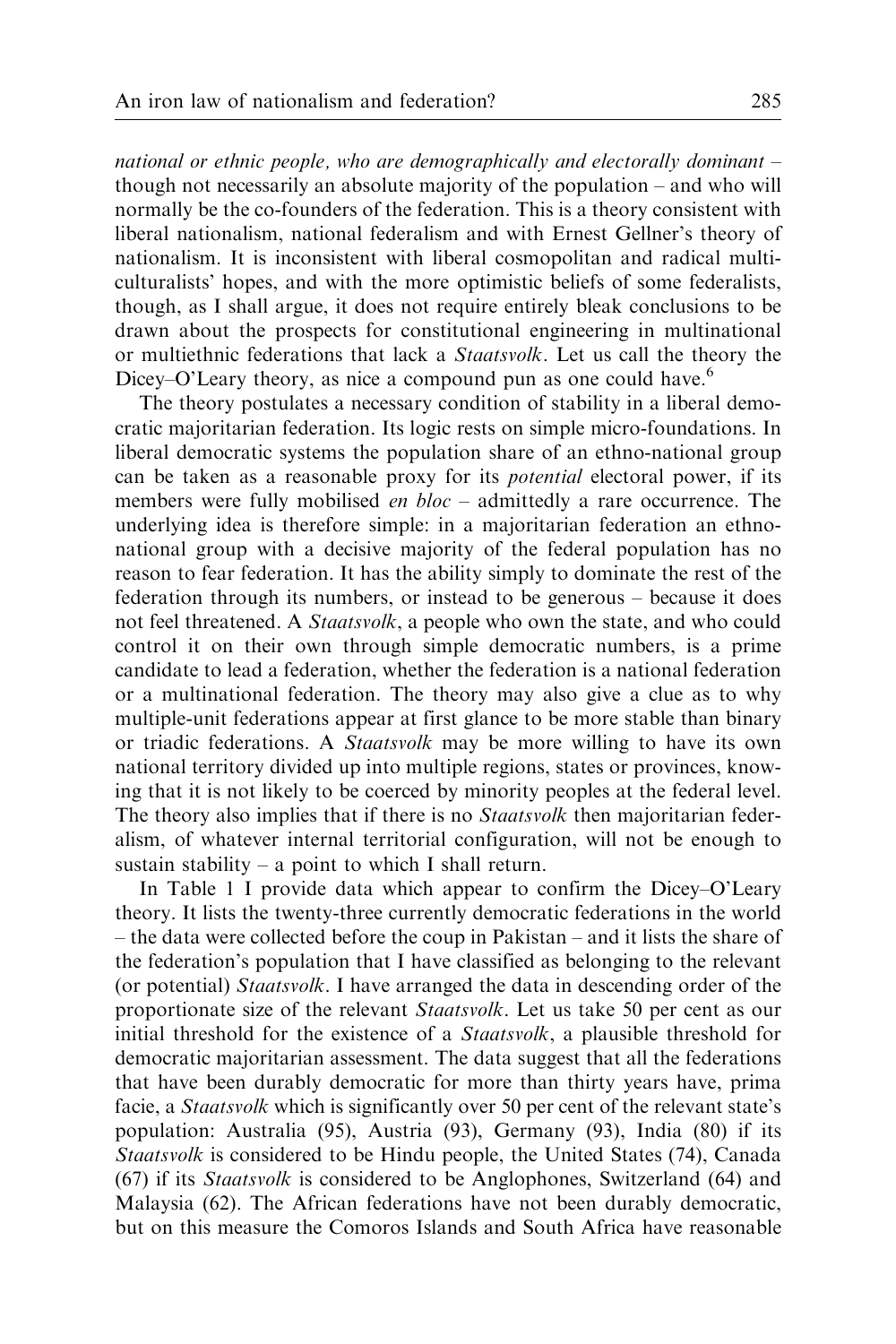*national or ethnic people, who are demographically and electorally dominant* – though not necessarily an absolute majority of the population – and who will normally be the co-founders of the federation. This is a theory consistent with liberal nationalism, national federalism and with Ernest Gellner's theory of nationalism. It is inconsistent with liberal cosmopolitan and radical multiculturalists' hopes, and with the more optimistic beliefs of some federalists, though, as I shall argue, it does not require entirely bleak conclusions to be drawn about the prospects for constitutional engineering in multinational or multiethnic federations that lack a *Staatsvolk*. Let us call the theory the Dicey–O'Leary theory, as nice a compound pun as one could have.[6]

The theory postulates a necessary condition of stability in a liberal democratic majoritarian federation. Its logic rests on simple micro-foundations. In liberal democratic systems the population share of an ethno-national group can be taken as a reasonable proxy for its *potential* electoral power, if its members were fully mobilised *en bloc* – admittedly a rare occurrence. The underlying idea is therefore simple: in a majoritarian federation an ethno-national group with a decisive majority of the federal population has no reason to fear federation. It has the ability simply to dominate the rest of the federation through its numbers, or instead to be generous – because it does not feel threatened. A *Staatsvolk*, a people who own the state, and who could control it on their own through simple democratic numbers, is a prime candidate to lead a federation, whether the federation is a national federation or a multinational federation. The theory may also give a clue as to why multiple-unit federations appear at first glance to be more stable than binary or triadic federations. A *Staatsvolk* may be more willing to have its own national territory divided up into multiple regions, states or provinces, knowing that it is not likely to be coerced by minority peoples at the federal level. The theory also implies that if there is no *Staatsvolk* then majoritarian federalism, of whatever internal territorial configuration, will not be enough to sustain stability – a point to which I shall return.

In Table 1 I provide data which appear to confirm the Dicey–O'Leary theory. It lists the twenty-three currently democratic federations in the world – the data were collected before the coup in Pakistan – and it lists the share of the federation's population that I have classified as belonging to the relevant (or potential) *Staatsvolk*. I have arranged the data in descending order of the proportionate size of the relevant *Staatsvolk*. Let us take 50 per cent as our initial threshold for the existence of a *Staatsvolk*, a plausible threshold for democratic majoritarian assessment. The data suggest that all the federations that have been durably democratic for more than thirty years have, prima facie, a *Staatsvolk* which is significantly over 50 per cent of the relevant state's population: Australia (95), Austria (93), Germany (93), India (80) if its *Staatsvolk* is considered to be Hindu people, the United States (74), Canada (67) if its *Staatsvolk* is considered to be Anglophones, Switzerland (64) and Malaysia (62). The African federations have not been durably democratic, but on this measure the Comoros Islands and South Africa have reasonable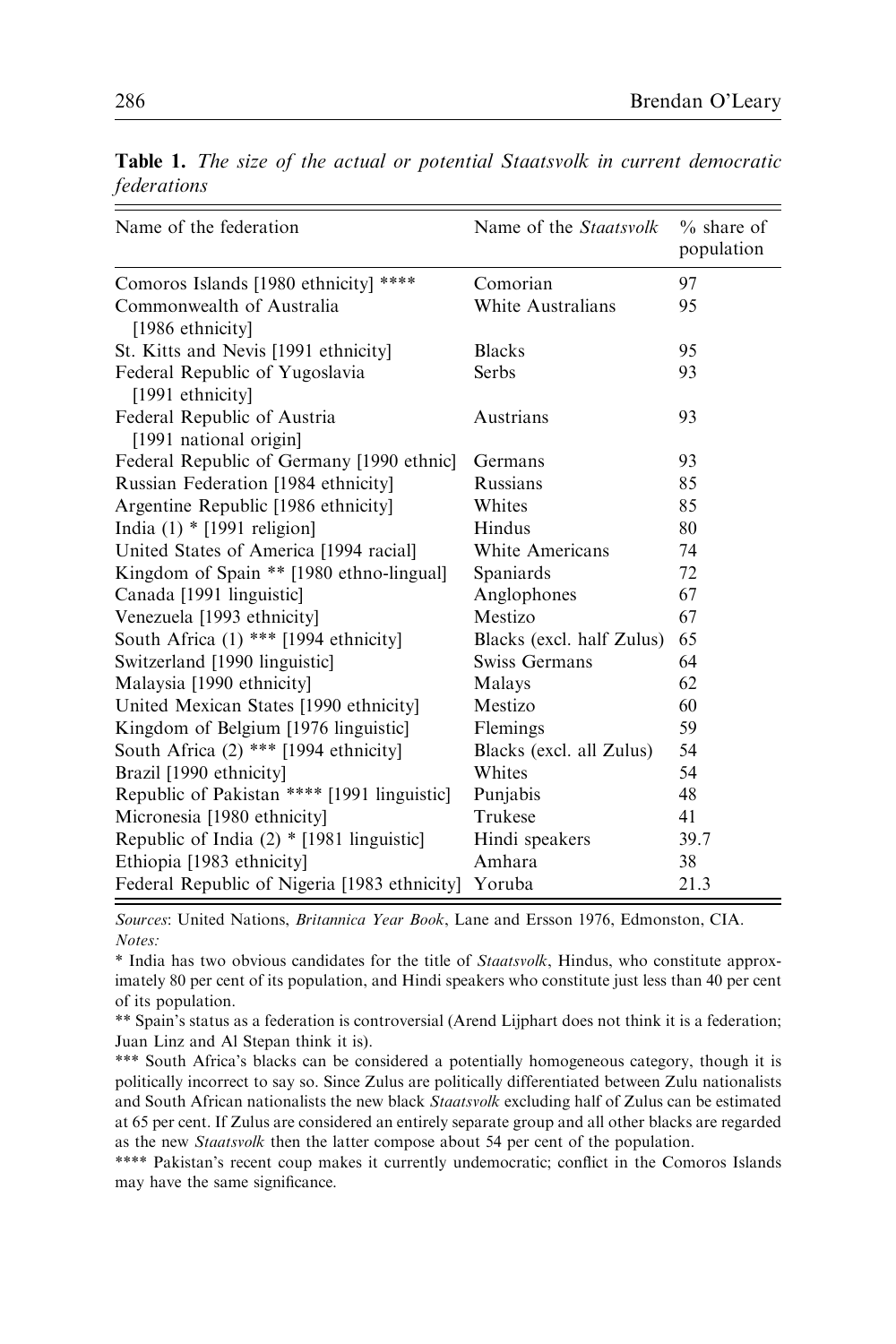**Table 1.** *The size of the actual or potential Staatsvolk in current democratic federations*

| Name of the federation | Name of the *Staatsvolk* | % share of population |
|---|---|---|
| Comoros Islands [1980 ethnicity] **** | Comorian | 97 |
| Commonwealth of Australia [1986 ethnicity] | White Australians | 95 |
| St. Kitts and Nevis [1991 ethnicity] | Blacks | 95 |
| Federal Republic of Yugoslavia [1991 ethnicity] | Serbs | 93 |
| Federal Republic of Austria [1991 national origin] | Austrians | 93 |
| Federal Republic of Germany [1990 ethnic] | Germans | 93 |
| Russian Federation [1984 ethnicity] | Russians | 85 |
| Argentine Republic [1986 ethnicity] | Whites | 85 |
| India (1) * [1991 religion] | Hindus | 80 |
| United States of America [1994 racial] | White Americans | 74 |
| Kingdom of Spain ** [1980 ethno-lingual] | Spaniards | 72 |
| Canada [1991 linguistic] | Anglophones | 67 |
| Venezuela [1993 ethnicity] | Mestizo | 67 |
| South Africa (1) *** [1994 ethnicity] | Blacks (excl. half Zulus) | 65 |
| Switzerland [1990 linguistic] | Swiss Germans | 64 |
| Malaysia [1990 ethnicity] | Malays | 62 |
| United Mexican States [1990 ethnicity] | Mestizo | 60 |
| Kingdom of Belgium [1976 linguistic] | Flemings | 59 |
| South Africa (2) *** [1994 ethnicity] | Blacks (excl. all Zulus) | 54 |
| Brazil [1990 ethnicity] | Whites | 54 |
| Republic of Pakistan **** [1991 linguistic] | Punjabis | 48 |
| Micronesia [1980 ethnicity] | Trukese | 41 |
| Republic of India (2) * [1981 linguistic] | Hindi speakers | 39.7 |
| Ethiopia [1983 ethnicity] | Amhara | 38 |
| Federal Republic of Nigeria [1983 ethnicity] | Yoruba | 21.3 |

*Sources*: United Nations, *Britannica Year Book*, Lane and Ersson 1976, Edmonston, CIA.
*Notes:*

* India has two obvious candidates for the title of *Staatsvolk*, Hindus, who constitute approximately 80 per cent of its population, and Hindi speakers who constitute just less than 40 per cent of its population.

** Spain's status as a federation is controversial (Arend Lijphart does not think it is a federation; Juan Linz and Al Stepan think it is).

*** South Africa's blacks can be considered a potentially homogeneous category, though it is politically incorrect to say so. Since Zulus are politically differentiated between Zulu nationalists and South African nationalists the new black *Staatsvolk* excluding half of Zulus can be estimated at 65 per cent. If Zulus are considered an entirely separate group and all other blacks are regarded as the new *Staatsvolk* then the latter compose about 54 per cent of the population.

**** Pakistan's recent coup makes it currently undemocratic; conflict in the Comoros Islands may have the same significance.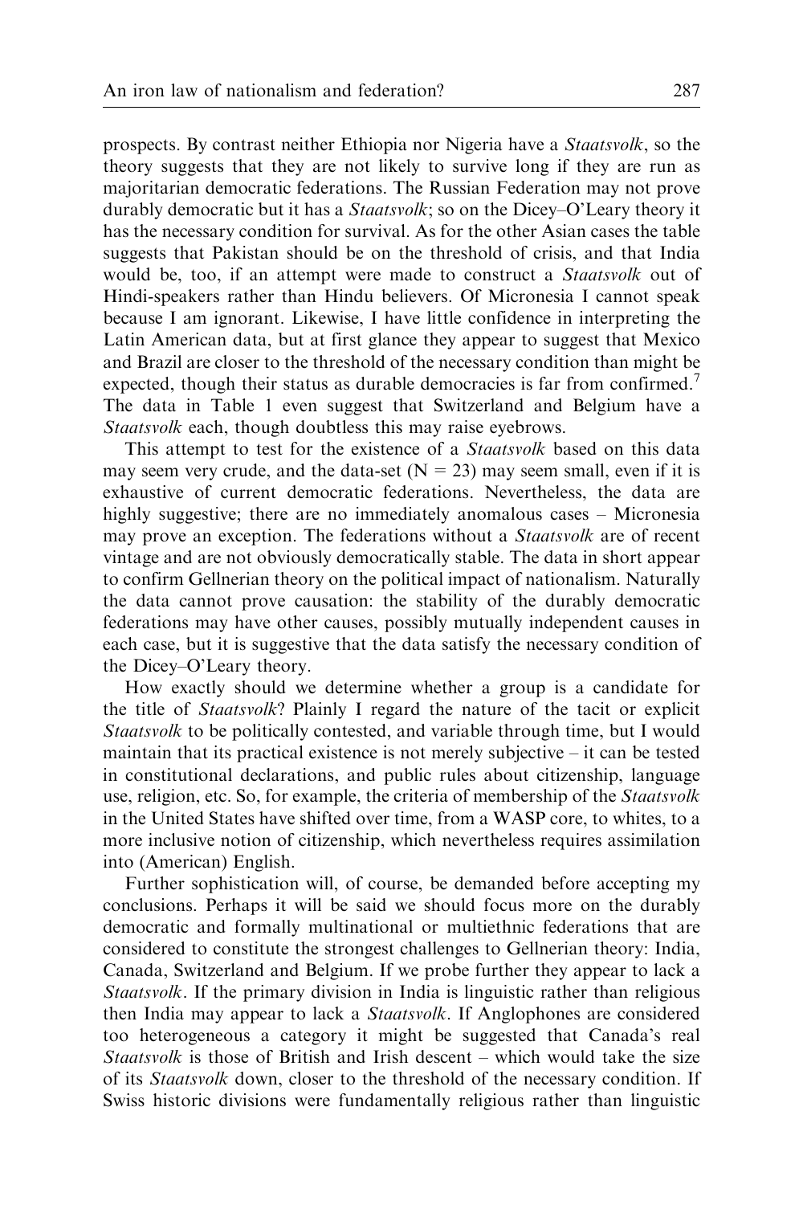prospects. By contrast neither Ethiopia nor Nigeria have a *Staatsvolk*, so the theory suggests that they are not likely to survive long if they are run as majoritarian democratic federations. The Russian Federation may not prove durably democratic but it has a *Staatsvolk*; so on the Dicey–O'Leary theory it has the necessary condition for survival. As for the other Asian cases the table suggests that Pakistan should be on the threshold of crisis, and that India would be, too, if an attempt were made to construct a *Staatsvolk* out of Hindi-speakers rather than Hindu believers. Of Micronesia I cannot speak because I am ignorant. Likewise, I have little confidence in interpreting the Latin American data, but at first glance they appear to suggest that Mexico and Brazil are closer to the threshold of the necessary condition than might be expected, though their status as durable democracies is far from confirmed.[7] The data in Table 1 even suggest that Switzerland and Belgium have a *Staatsvolk* each, though doubtless this may raise eyebrows.

This attempt to test for the existence of a *Staatsvolk* based on this data may seem very crude, and the data-set (N = 23) may seem small, even if it is exhaustive of current democratic federations. Nevertheless, the data are highly suggestive; there are no immediately anomalous cases – Micronesia may prove an exception. The federations without a *Staatsvolk* are of recent vintage and are not obviously democratically stable. The data in short appear to confirm Gellnerian theory on the political impact of nationalism. Naturally the data cannot prove causation: the stability of the durably democratic federations may have other causes, possibly mutually independent causes in each case, but it is suggestive that the data satisfy the necessary condition of the Dicey–O'Leary theory.

How exactly should we determine whether a group is a candidate for the title of *Staatsvolk*? Plainly I regard the nature of the tacit or explicit *Staatsvolk* to be politically contested, and variable through time, but I would maintain that its practical existence is not merely subjective – it can be tested in constitutional declarations, and public rules about citizenship, language use, religion, etc. So, for example, the criteria of membership of the *Staatsvolk* in the United States have shifted over time, from a WASP core, to whites, to a more inclusive notion of citizenship, which nevertheless requires assimilation into (American) English.

Further sophistication will, of course, be demanded before accepting my conclusions. Perhaps it will be said we should focus more on the durably democratic and formally multinational or multiethnic federations that are considered to constitute the strongest challenges to Gellnerian theory: India, Canada, Switzerland and Belgium. If we probe further they appear to lack a *Staatsvolk*. If the primary division in India is linguistic rather than religious then India may appear to lack a *Staatsvolk*. If Anglophones are considered too heterogeneous a category it might be suggested that Canada's real *Staatsvolk* is those of British and Irish descent – which would take the size of its *Staatsvolk* down, closer to the threshold of the necessary condition. If Swiss historic divisions were fundamentally religious rather than linguistic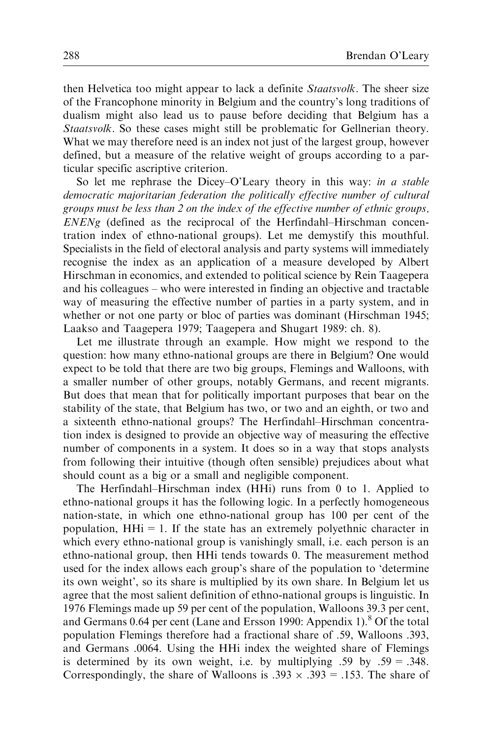then Helvetica too might appear to lack a definite *Staatsvolk*. The sheer size of the Francophone minority in Belgium and the country's long traditions of dualism might also lead us to pause before deciding that Belgium has a *Staatsvolk*. So these cases might still be problematic for Gellnerian theory. What we may therefore need is an index not just of the largest group, however defined, but a measure of the relative weight of groups according to a particular specific ascriptive criterion.

So let me rephrase the Dicey–O'Leary theory in this way: *in a stable democratic majoritarian federation the politically effective number of cultural groups must be less than 2 on the index of the effective number of ethnic groups, ENENg* (defined as the reciprocal of the Herfindahl–Hirschman concentration index of ethno-national groups). Let me demystify this mouthful. Specialists in the field of electoral analysis and party systems will immediately recognise the index as an application of a measure developed by Albert Hirschman in economics, and extended to political science by Rein Taagepera and his colleagues – who were interested in finding an objective and tractable way of measuring the effective number of parties in a party system, and in whether or not one party or bloc of parties was dominant (Hirschman 1945; Laakso and Taagepera 1979; Taagepera and Shugart 1989: ch. 8).

Let me illustrate through an example. How might we respond to the question: how many ethno-national groups are there in Belgium? One would expect to be told that there are two big groups, Flemings and Walloons, with a smaller number of other groups, notably Germans, and recent migrants. But does that mean that for politically important purposes that bear on the stability of the state, that Belgium has two, or two and an eighth, or two and a sixteenth ethno-national groups? The Herfindahl–Hirschman concentration index is designed to provide an objective way of measuring the effective number of components in a system. It does so in a way that stops analysts from following their intuitive (though often sensible) prejudices about what should count as a big or a small and negligible component.

The Herfindahl–Hirschman index (HHi) runs from 0 to 1. Applied to ethno-national groups it has the following logic. In a perfectly homogeneous nation-state, in which one ethno-national group has 100 per cent of the population, HHi = 1. If the state has an extremely polyethnic character in which every ethno-national group is vanishingly small, i.e. each person is an ethno-national group, then HHi tends towards 0. The measurement method used for the index allows each group's share of the population to 'determine its own weight', so its share is multiplied by its own share. In Belgium let us agree that the most salient definition of ethno-national groups is linguistic. In 1976 Flemings made up 59 per cent of the population, Walloons 39.3 per cent, and Germans 0.64 per cent (Lane and Ersson 1990: Appendix 1).[8] Of the total population Flemings therefore had a fractional share of .59, Walloons .393, and Germans .0064. Using the HHi index the weighted share of Flemings is determined by its own weight, i.e. by multiplying .59 by .59 = .348. Correspondingly, the share of Walloons is $.393 \times .393 = .153$. The share of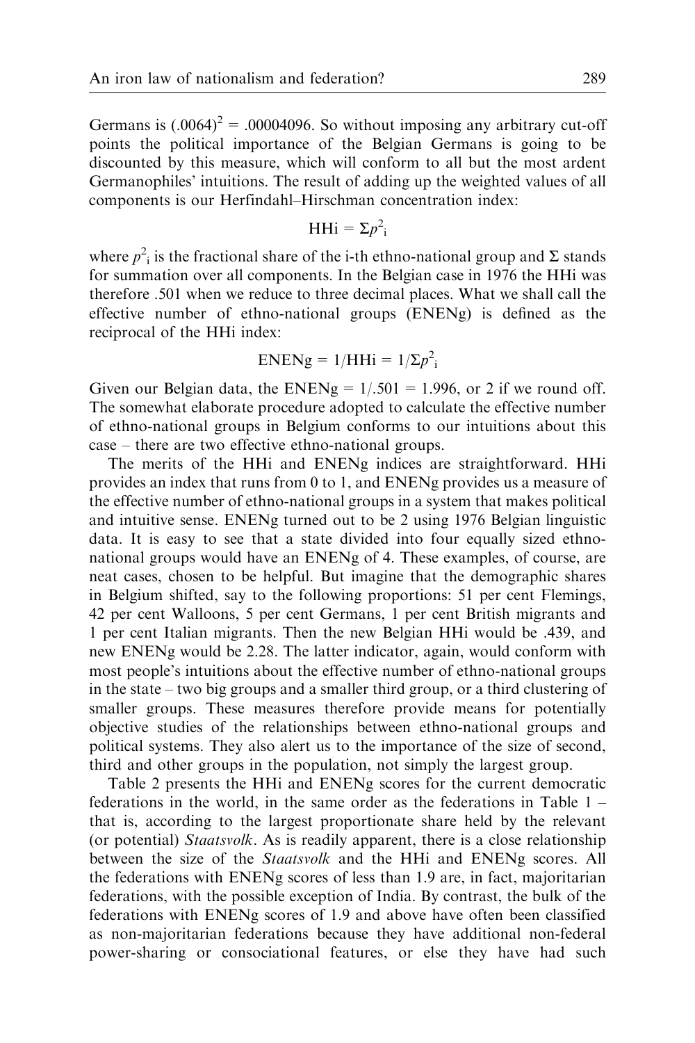Germans is $(.0064)^2 = .00004096$. So without imposing any arbitrary cut-off points the political importance of the Belgian Germans is going to be discounted by this measure, which will conform to all but the most ardent Germanophiles' intuitions. The result of adding up the weighted values of all components is our Herfindahl–Hirschman concentration index:

$$\text{HHi} = \Sigma p^2_i$$

where $p^2_i$ is the fractional share of the i-th ethno-national group and $\Sigma$ stands for summation over all components. In the Belgian case in 1976 the HHi was therefore .501 when we reduce to three decimal places. What we shall call the effective number of ethno-national groups (ENENg) is defined as the reciprocal of the HHi index:

$$\text{ENENg} = 1/\text{HHi} = 1/\Sigma p^2_i$$

Given our Belgian data, the ENENg = 1/.501 = 1.996, or 2 if we round off. The somewhat elaborate procedure adopted to calculate the effective number of ethno-national groups in Belgium conforms to our intuitions about this case – there are two effective ethno-national groups.

The merits of the HHi and ENENg indices are straightforward. HHi provides an index that runs from 0 to 1, and ENENg provides us a measure of the effective number of ethno-national groups in a system that makes political and intuitive sense. ENENg turned out to be 2 using 1976 Belgian linguistic data. It is easy to see that a state divided into four equally sized ethno-national groups would have an ENENg of 4. These examples, of course, are neat cases, chosen to be helpful. But imagine that the demographic shares in Belgium shifted, say to the following proportions: 51 per cent Flemings, 42 per cent Walloons, 5 per cent Germans, 1 per cent British migrants and 1 per cent Italian migrants. Then the new Belgian HHi would be .439, and new ENENg would be 2.28. The latter indicator, again, would conform with most people's intuitions about the effective number of ethno-national groups in the state – two big groups and a smaller third group, or a third clustering of smaller groups. These measures therefore provide means for potentially objective studies of the relationships between ethno-national groups and political systems. They also alert us to the importance of the size of second, third and other groups in the population, not simply the largest group.

Table 2 presents the HHi and ENENg scores for the current democratic federations in the world, in the same order as the federations in Table 1 – that is, according to the largest proportionate share held by the relevant (or potential) *Staatsvolk*. As is readily apparent, there is a close relationship between the size of the *Staatsvolk* and the HHi and ENENg scores. All the federations with ENENg scores of less than 1.9 are, in fact, majoritarian federations, with the possible exception of India. By contrast, the bulk of the federations with ENENg scores of 1.9 and above have often been classified as non-majoritarian federations because they have additional non-federal power-sharing or consociational features, or else they have had such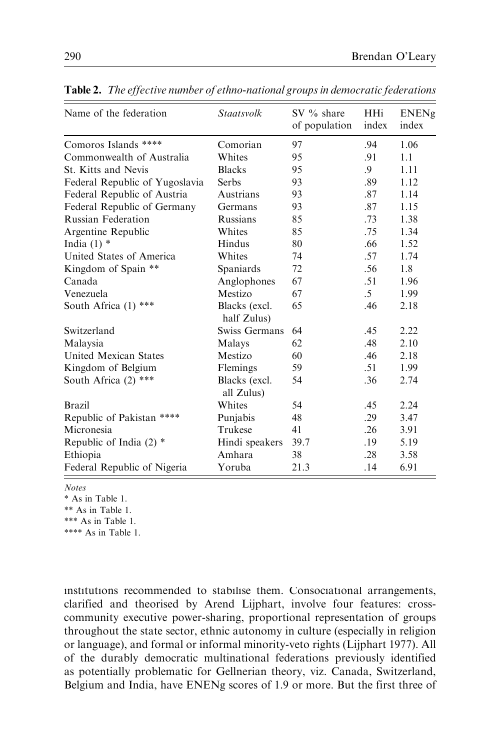**Table 2.** *The effective number of ethno-national groups in democratic federations*

| Name of the federation | *Staatsvolk* | SV % share of population | HHi index | ENENg index |
|---|---|---|---|---|
| Comoros Islands **** | Comorian | 97 | .94 | 1.06 |
| Commonwealth of Australia | Whites | 95 | .91 | 1.1 |
| St. Kitts and Nevis | Blacks | 95 | .9 | 1.11 |
| Federal Republic of Yugoslavia | Serbs | 93 | .89 | 1.12 |
| Federal Republic of Austria | Austrians | 93 | .87 | 1.14 |
| Federal Republic of Germany | Germans | 93 | .87 | 1.15 |
| Russian Federation | Russians | 85 | .73 | 1.38 |
| Argentine Republic | Whites | 85 | .75 | 1.34 |
| India (1) * | Hindus | 80 | .66 | 1.52 |
| United States of America | Whites | 74 | .57 | 1.74 |
| Kingdom of Spain ** | Spaniards | 72 | .56 | 1.8 |
| Canada | Anglophones | 67 | .51 | 1.96 |
| Venezuela | Mestizo | 67 | .5 | 1.99 |
| South Africa (1) *** | Blacks (excl. half Zulus) | 65 | .46 | 2.18 |
| Switzerland | Swiss Germans | 64 | .45 | 2.22 |
| Malaysia | Malays | 62 | .48 | 2.10 |
| United Mexican States | Mestizo | 60 | .46 | 2.18 |
| Kingdom of Belgium | Flemings | 59 | .51 | 1.99 |
| South Africa (2) *** | Blacks (excl. all Zulus) | 54 | .36 | 2.74 |
| Brazil | Whites | 54 | .45 | 2.24 |
| Republic of Pakistan **** | Punjabis | 48 | .29 | 3.47 |
| Micronesia | Trukese | 41 | .26 | 3.91 |
| Republic of India (2) * | Hindi speakers | 39.7 | .19 | 5.19 |
| Ethiopia | Amhara | 38 | .28 | 3.58 |
| Federal Republic of Nigeria | Yoruba | 21.3 | .14 | 6.91 |

*Notes*

\* As in Table 1.

** As in Table 1.

*** As in Table 1.

**** As in Table 1.

institutions recommended to stabilise them. Consociational arrangements, clarified and theorised by Arend Lijphart, involve four features: cross-community executive power-sharing, proportional representation of groups throughout the state sector, ethnic autonomy in culture (especially in religion or language), and formal or informal minority-veto rights (Lijphart 1977). All of the durably democratic multinational federations previously identified as potentially problematic for Gellnerian theory, viz. Canada, Switzerland, Belgium and India, have ENENg scores of 1.9 or more. But the first three of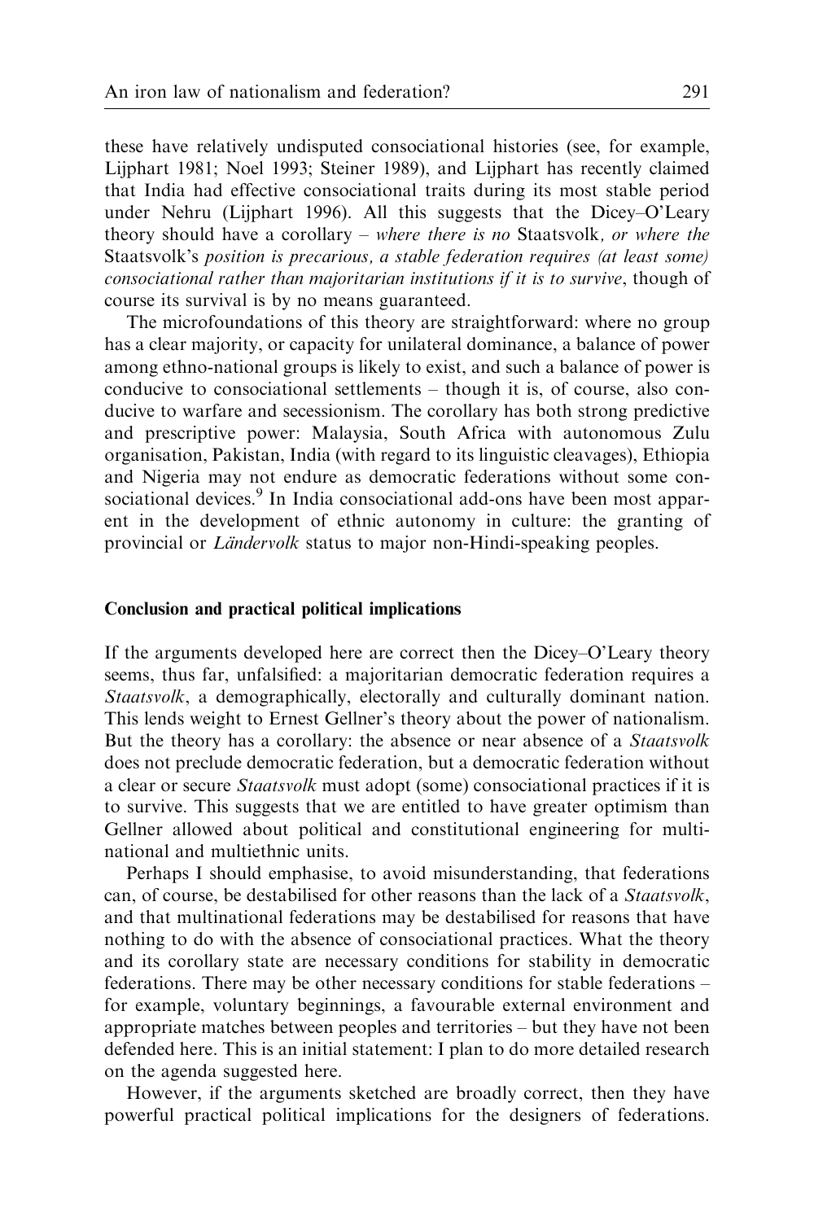these have relatively undisputed consociational histories (see, for example, Lijphart 1981; Noel 1993; Steiner 1989), and Lijphart has recently claimed that India had effective consociational traits during its most stable period under Nehru (Lijphart 1996). All this suggests that the Dicey–O'Leary theory should have a corollary – *where there is no* Staatsvolk*, or where the* Staatsvolk's *position is precarious, a stable federation requires (at least some) consociational rather than majoritarian institutions if it is to survive*, though of course its survival is by no means guaranteed.

The microfoundations of this theory are straightforward: where no group has a clear majority, or capacity for unilateral dominance, a balance of power among ethno-national groups is likely to exist, and such a balance of power is conducive to consociational settlements – though it is, of course, also conducive to warfare and secessionism. The corollary has both strong predictive and prescriptive power: Malaysia, South Africa with autonomous Zulu organisation, Pakistan, India (with regard to its linguistic cleavages), Ethiopia and Nigeria may not endure as democratic federations without some consociational devices.[9] In India consociational add-ons have been most apparent in the development of ethnic autonomy in culture: the granting of provincial or *Ländervolk* status to major non-Hindi-speaking peoples.

## Conclusion and practical political implications

If the arguments developed here are correct then the Dicey–O'Leary theory seems, thus far, unfalsified: a majoritarian democratic federation requires a *Staatsvolk*, a demographically, electorally and culturally dominant nation. This lends weight to Ernest Gellner's theory about the power of nationalism. But the theory has a corollary: the absence or near absence of a *Staatsvolk* does not preclude democratic federation, but a democratic federation without a clear or secure *Staatsvolk* must adopt (some) consociational practices if it is to survive. This suggests that we are entitled to have greater optimism than Gellner allowed about political and constitutional engineering for multinational and multiethnic units.

Perhaps I should emphasise, to avoid misunderstanding, that federations can, of course, be destabilised for other reasons than the lack of a *Staatsvolk*, and that multinational federations may be destabilised for reasons that have nothing to do with the absence of consociational practices. What the theory and its corollary state are necessary conditions for stability in democratic federations. There may be other necessary conditions for stable federations – for example, voluntary beginnings, a favourable external environment and appropriate matches between peoples and territories – but they have not been defended here. This is an initial statement: I plan to do more detailed research on the agenda suggested here.

However, if the arguments sketched are broadly correct, then they have powerful practical political implications for the designers of federations.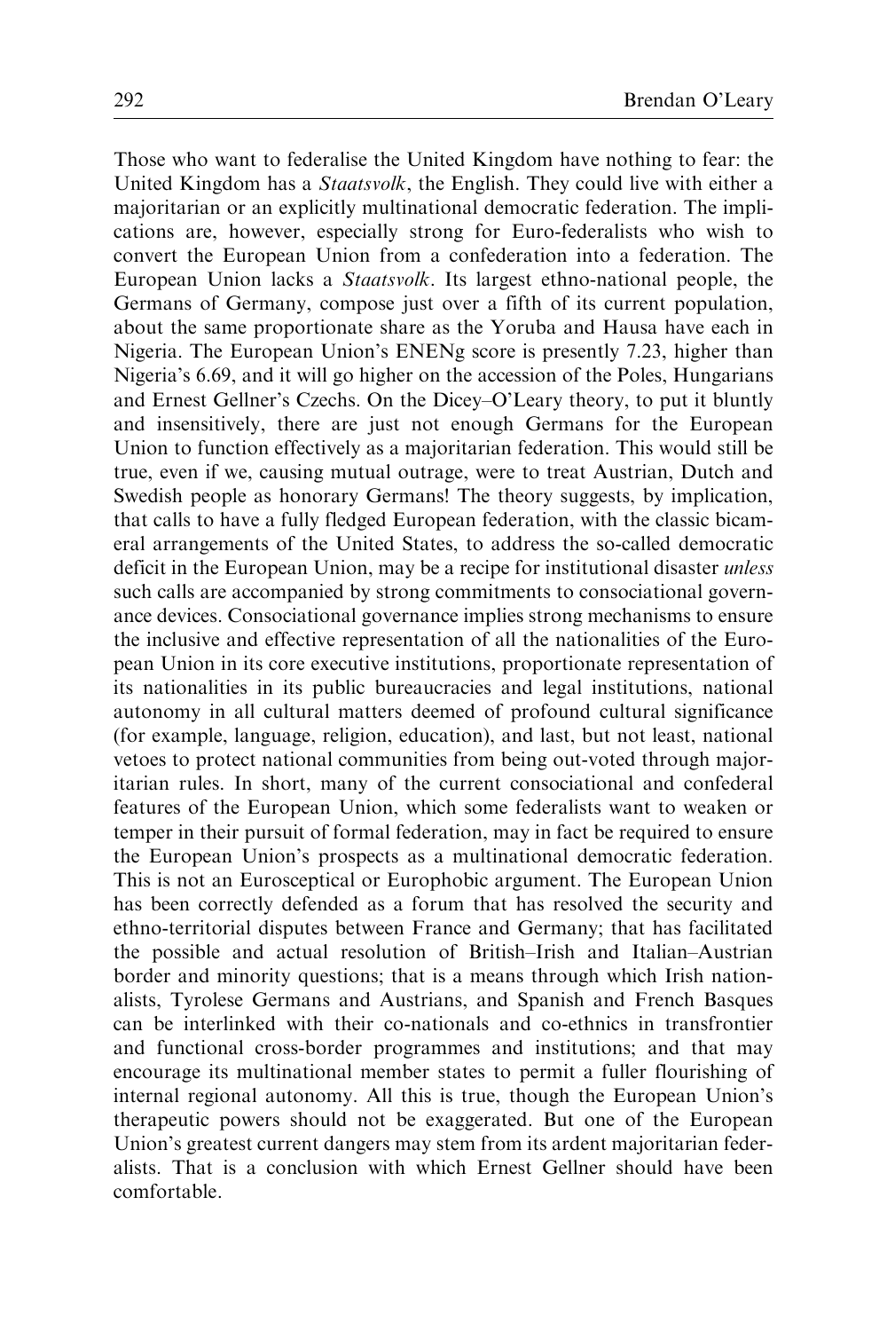Those who want to federalise the United Kingdom have nothing to fear: the United Kingdom has a *Staatsvolk*, the English. They could live with either a majoritarian or an explicitly multinational democratic federation. The implications are, however, especially strong for Euro-federalists who wish to convert the European Union from a confederation into a federation. The European Union lacks a *Staatsvolk*. Its largest ethno-national people, the Germans of Germany, compose just over a fifth of its current population, about the same proportionate share as the Yoruba and Hausa have each in Nigeria. The European Union's ENENg score is presently 7.23, higher than Nigeria's 6.69, and it will go higher on the accession of the Poles, Hungarians and Ernest Gellner's Czechs. On the Dicey–O'Leary theory, to put it bluntly and insensitively, there are just not enough Germans for the European Union to function effectively as a majoritarian federation. This would still be true, even if we, causing mutual outrage, were to treat Austrian, Dutch and Swedish people as honorary Germans! The theory suggests, by implication, that calls to have a fully fledged European federation, with the classic bicameral arrangements of the United States, to address the so-called democratic deficit in the European Union, may be a recipe for institutional disaster *unless* such calls are accompanied by strong commitments to consociational governance devices. Consociational governance implies strong mechanisms to ensure the inclusive and effective representation of all the nationalities of the European Union in its core executive institutions, proportionate representation of its nationalities in its public bureaucracies and legal institutions, national autonomy in all cultural matters deemed of profound cultural significance (for example, language, religion, education), and last, but not least, national vetoes to protect national communities from being out-voted through majoritarian rules. In short, many of the current consociational and confederal features of the European Union, which some federalists want to weaken or temper in their pursuit of formal federation, may in fact be required to ensure the European Union's prospects as a multinational democratic federation. This is not an Eurosceptical or Europhobic argument. The European Union has been correctly defended as a forum that has resolved the security and ethno-territorial disputes between France and Germany; that has facilitated the possible and actual resolution of British–Irish and Italian–Austrian border and minority questions; that is a means through which Irish nationalists, Tyrolese Germans and Austrians, and Spanish and French Basques can be interlinked with their co-nationals and co-ethnics in transfrontier and functional cross-border programmes and institutions; and that may encourage its multinational member states to permit a fuller flourishing of internal regional autonomy. All this is true, though the European Union's therapeutic powers should not be exaggerated. But one of the European Union's greatest current dangers may stem from its ardent majoritarian federalists. That is a conclusion with which Ernest Gellner should have been comfortable.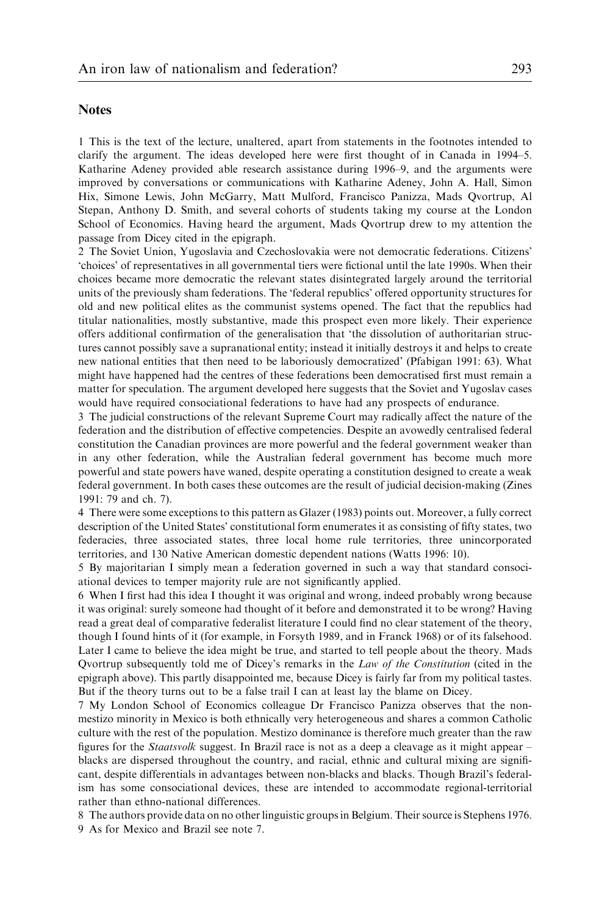## Notes

1 This is the text of the lecture, unaltered, apart from statements in the footnotes intended to clarify the argument. The ideas developed here were first thought of in Canada in 1994–5. Katharine Adeney provided able research assistance during 1996–9, and the arguments were improved by conversations or communications with Katharine Adeney, John A. Hall, Simon Hix, Simone Lewis, John McGarry, Matt Mulford, Francisco Panizza, Mads Qvortrup, Al Stepan, Anthony D. Smith, and several cohorts of students taking my course at the London School of Economics. Having heard the argument, Mads Qvortrup drew to my attention the passage from Dicey cited in the epigraph.

2 The Soviet Union, Yugoslavia and Czechoslovakia were not democratic federations. Citizens' 'choices' of representatives in all governmental tiers were fictional until the late 1990s. When their choices became more democratic the relevant states disintegrated largely around the territorial units of the previously sham federations. The 'federal republics' offered opportunity structures for old and new political elites as the communist systems opened. The fact that the republics had titular nationalities, mostly substantive, made this prospect even more likely. Their experience offers additional confirmation of the generalisation that 'the dissolution of authoritarian structures cannot possibly save a supranational entity; instead it initially destroys it and helps to create new national entities that then need to be laboriously democratized' (Pfabigan 1991: 63). What might have happened had the centres of these federations been democratised first must remain a matter for speculation. The argument developed here suggests that the Soviet and Yugoslav cases would have required consociational federations to have had any prospects of endurance.

3 The judicial constructions of the relevant Supreme Court may radically affect the nature of the federation and the distribution of effective competencies. Despite an avowedly centralised federal constitution the Canadian provinces are more powerful and the federal government weaker than in any other federation, while the Australian federal government has become much more powerful and state powers have waned, despite operating a constitution designed to create a weak federal government. In both cases these outcomes are the result of judicial decision-making (Zines 1991: 79 and ch. 7).

4 There were some exceptions to this pattern as Glazer (1983) points out. Moreover, a fully correct description of the United States' constitutional form enumerates it as consisting of fifty states, two federacies, three associated states, three local home rule territories, three unincorporated territories, and 130 Native American domestic dependent nations (Watts 1996: 10).

5 By majoritarian I simply mean a federation governed in such a way that standard consociational devices to temper majority rule are not significantly applied.

6 When I first had this idea I thought it was original and wrong, indeed probably wrong because it was original: surely someone had thought of it before and demonstrated it to be wrong? Having read a great deal of comparative federalist literature I could find no clear statement of the theory, though I found hints of it (for example, in Forsyth 1989, and in Franck 1968) or of its falsehood. Later I came to believe the idea might be true, and started to tell people about the theory. Mads Qvortrup subsequently told me of Dicey's remarks in the *Law of the Constitution* (cited in the epigraph above). This partly disappointed me, because Dicey is fairly far from my political tastes. But if the theory turns out to be a false trail I can at least lay the blame on Dicey.

7 My London School of Economics colleague Dr Francisco Panizza observes that the non-mestizo minority in Mexico is both ethnically very heterogeneous and shares a common Catholic culture with the rest of the population. Mestizo dominance is therefore much greater than the raw figures for the *Staatsvolk* suggest. In Brazil race is not as a deep a cleavage as it might appear – blacks are dispersed throughout the country, and racial, ethnic and cultural mixing are significant, despite differentials in advantages between non-blacks and blacks. Though Brazil's federalism has some consociational devices, these are intended to accommodate regional-territorial rather than ethno-national differences.

8 The authors provide data on no other linguistic groups in Belgium. Their source is Stephens 1976.

9 As for Mexico and Brazil see note 7.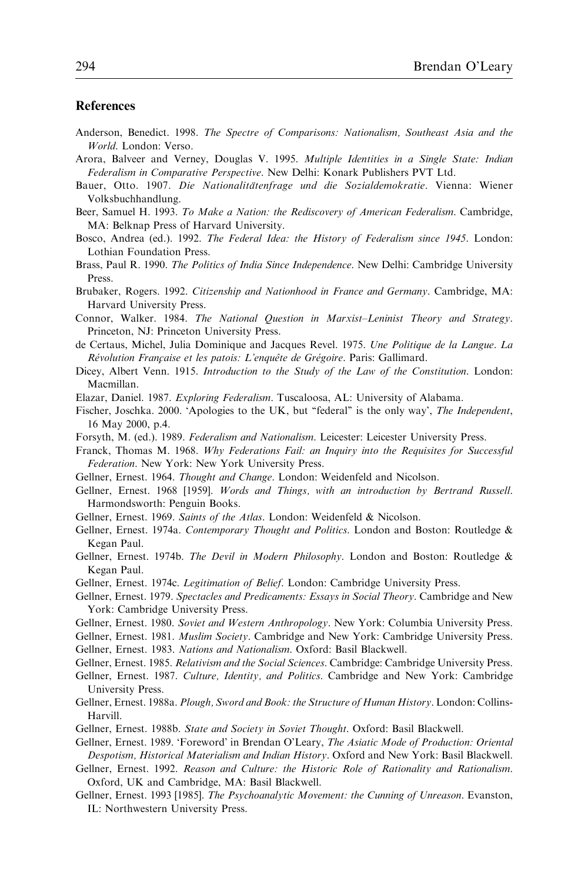## References

Anderson, Benedict. 1998. *The Spectre of Comparisons: Nationalism, Southeast Asia and the World*. London: Verso.

Arora, Balveer and Verney, Douglas V. 1995. *Multiple Identities in a Single State: Indian Federalism in Comparative Perspective*. New Delhi: Konark Publishers PVT Ltd.

Bauer, Otto. 1907. *Die Nationalitätenfrage und die Sozialdemokratie*. Vienna: Wiener Volksbuchhandlung.

Beer, Samuel H. 1993. *To Make a Nation: the Rediscovery of American Federalism*. Cambridge, MA: Belknap Press of Harvard University.

Bosco, Andrea (ed.). 1992. *The Federal Idea: the History of Federalism since 1945*. London: Lothian Foundation Press.

Brass, Paul R. 1990. *The Politics of India Since Independence*. New Delhi: Cambridge University Press.

Brubaker, Rogers. 1992. *Citizenship and Nationhood in France and Germany*. Cambridge, MA: Harvard University Press.

Connor, Walker. 1984. *The National Question in Marxist–Leninist Theory and Strategy*. Princeton, NJ: Princeton University Press.

de Certaus, Michel, Julia Dominique and Jacques Revel. 1975. *Une Politique de la Langue*. *La Révolution Française et les patois: L'enquête de Grégoire*. Paris: Gallimard.

Dicey, Albert Venn. 1915. *Introduction to the Study of the Law of the Constitution*. London: Macmillan.

Elazar, Daniel. 1987. *Exploring Federalism*. Tuscaloosa, AL: University of Alabama.

Fischer, Joschka. 2000. 'Apologies to the UK, but "federal" is the only way', *The Independent*, 16 May 2000, p.4.

Forsyth, M. (ed.). 1989. *Federalism and Nationalism*. Leicester: Leicester University Press.

Franck, Thomas M. 1968. *Why Federations Fail: an Inquiry into the Requisites for Successful Federation*. New York: New York University Press.

Gellner, Ernest. 1964. *Thought and Change*. London: Weidenfeld and Nicolson.

Gellner, Ernest. 1968 [1959]. *Words and Things, with an introduction by Bertrand Russell*. Harmondsworth: Penguin Books.

Gellner, Ernest. 1969. *Saints of the Atlas*. London: Weidenfeld & Nicolson.

Gellner, Ernest. 1974a. *Contemporary Thought and Politics*. London and Boston: Routledge & Kegan Paul.

Gellner, Ernest. 1974b. *The Devil in Modern Philosophy*. London and Boston: Routledge & Kegan Paul.

Gellner, Ernest. 1974c. *Legitimation of Belief*. London: Cambridge University Press.

Gellner, Ernest. 1979. *Spectacles and Predicaments: Essays in Social Theory*. Cambridge and New York: Cambridge University Press.

Gellner, Ernest. 1980. *Soviet and Western Anthropology*. New York: Columbia University Press.

Gellner, Ernest. 1981. *Muslim Society*. Cambridge and New York: Cambridge University Press.

Gellner, Ernest. 1983. *Nations and Nationalism*. Oxford: Basil Blackwell.

Gellner, Ernest. 1985. *Relativism and the Social Sciences*. Cambridge: Cambridge University Press.

Gellner, Ernest. 1987. *Culture, Identity, and Politics*. Cambridge and New York: Cambridge University Press.

Gellner, Ernest. 1988a. *Plough, Sword and Book: the Structure of Human History*. London: Collins-Harvill.

Gellner, Ernest. 1988b. *State and Society in Soviet Thought*. Oxford: Basil Blackwell.

Gellner, Ernest. 1989. 'Foreword' in Brendan O'Leary, *The Asiatic Mode of Production: Oriental Despotism, Historical Materialism and Indian History*. Oxford and New York: Basil Blackwell.

Gellner, Ernest. 1992. *Reason and Culture: the Historic Role of Rationality and Rationalism*. Oxford, UK and Cambridge, MA: Basil Blackwell.

Gellner, Ernest. 1993 [1985]. *The Psychoanalytic Movement: the Cunning of Unreason*. Evanston, IL: Northwestern University Press.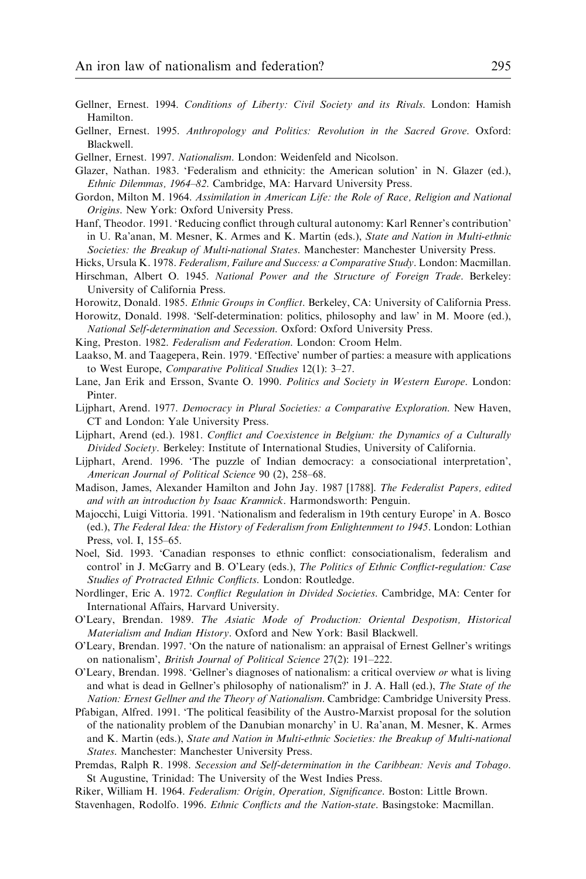Gellner, Ernest. 1994. *Conditions of Liberty: Civil Society and its Rivals*. London: Hamish Hamilton.

Gellner, Ernest. 1995. *Anthropology and Politics: Revolution in the Sacred Grove*. Oxford: Blackwell.

Gellner, Ernest. 1997. *Nationalism*. London: Weidenfeld and Nicolson.

Glazer, Nathan. 1983. 'Federalism and ethnicity: the American solution' in N. Glazer (ed.), *Ethnic Dilemmas, 1964–82*. Cambridge, MA: Harvard University Press.

Gordon, Milton M. 1964. *Assimilation in American Life: the Role of Race, Religion and National Origins*. New York: Oxford University Press.

Hanf, Theodor. 1991. 'Reducing conflict through cultural autonomy: Karl Renner's contribution' in U. Ra'anan, M. Mesner, K. Armes and K. Martin (eds.), *State and Nation in Multi-ethnic Societies: the Breakup of Multi-national States*. Manchester: Manchester University Press.

Hicks, Ursula K. 1978. *Federalism, Failure and Success: a Comparative Study*. London: Macmillan.

Hirschman, Albert O. 1945. *National Power and the Structure of Foreign Trade*. Berkeley: University of California Press.

Horowitz, Donald. 1985. *Ethnic Groups in Conflict*. Berkeley, CA: University of California Press.

Horowitz, Donald. 1998. 'Self-determination: politics, philosophy and law' in M. Moore (ed.), *National Self-determination and Secession*. Oxford: Oxford University Press.

King, Preston. 1982. *Federalism and Federation*. London: Croom Helm.

Laakso, M. and Taagepera, Rein. 1979. 'Effective' number of parties: a measure with applications to West Europe, *Comparative Political Studies* 12(1): 3–27.

Lane, Jan Erik and Ersson, Svante O. 1990. *Politics and Society in Western Europe*. London: Pinter.

Lijphart, Arend. 1977. *Democracy in Plural Societies: a Comparative Exploration*. New Haven, CT and London: Yale University Press.

Lijphart, Arend (ed.). 1981. *Conflict and Coexistence in Belgium: the Dynamics of a Culturally Divided Society*. Berkeley: Institute of International Studies, University of California.

Lijphart, Arend. 1996. 'The puzzle of Indian democracy: a consociational interpretation', *American Journal of Political Science* 90 (2), 258–68.

Madison, James, Alexander Hamilton and John Jay. 1987 [1788]. *The Federalist Papers, edited and with an introduction by Isaac Kramnick*. Harmondsworth: Penguin.

Majocchi, Luigi Vittoria. 1991. 'Nationalism and federalism in 19th century Europe' in A. Bosco (ed.), *The Federal Idea: the History of Federalism from Enlightenment to 1945*. London: Lothian Press, vol. I, 155–65.

Noel, Sid. 1993. 'Canadian responses to ethnic conflict: consociationalism, federalism and control' in J. McGarry and B. O'Leary (eds.), *The Politics of Ethnic Conflict-regulation: Case Studies of Protracted Ethnic Conflicts*. London: Routledge.

Nordlinger, Eric A. 1972. *Conflict Regulation in Divided Societies*. Cambridge, MA: Center for International Affairs, Harvard University.

O'Leary, Brendan. 1989. *The Asiatic Mode of Production: Oriental Despotism, Historical Materialism and Indian History*. Oxford and New York: Basil Blackwell.

O'Leary, Brendan. 1997. 'On the nature of nationalism: an appraisal of Ernest Gellner's writings on nationalism', *British Journal of Political Science* 27(2): 191–222.

O'Leary, Brendan. 1998. 'Gellner's diagnoses of nationalism: a critical overview *or* what is living and what is dead in Gellner's philosophy of nationalism?' in J. A. Hall (ed.), *The State of the Nation: Ernest Gellner and the Theory of Nationalism*. Cambridge: Cambridge University Press.

Pfabigan, Alfred. 1991. 'The political feasibility of the Austro-Marxist proposal for the solution of the nationality problem of the Danubian monarchy' in U. Ra'anan, M. Mesner, K. Armes and K. Martin (eds.), *State and Nation in Multi-ethnic Societies: the Breakup of Multi-national States*. Manchester: Manchester University Press.

Premdas, Ralph R. 1998. *Secession and Self-determination in the Caribbean: Nevis and Tobago*. St Augustine, Trinidad: The University of the West Indies Press.

Riker, William H. 1964. *Federalism: Origin, Operation, Significance*. Boston: Little Brown.

Stavenhagen, Rodolfo. 1996. *Ethnic Conflicts and the Nation-state*. Basingstoke: Macmillan.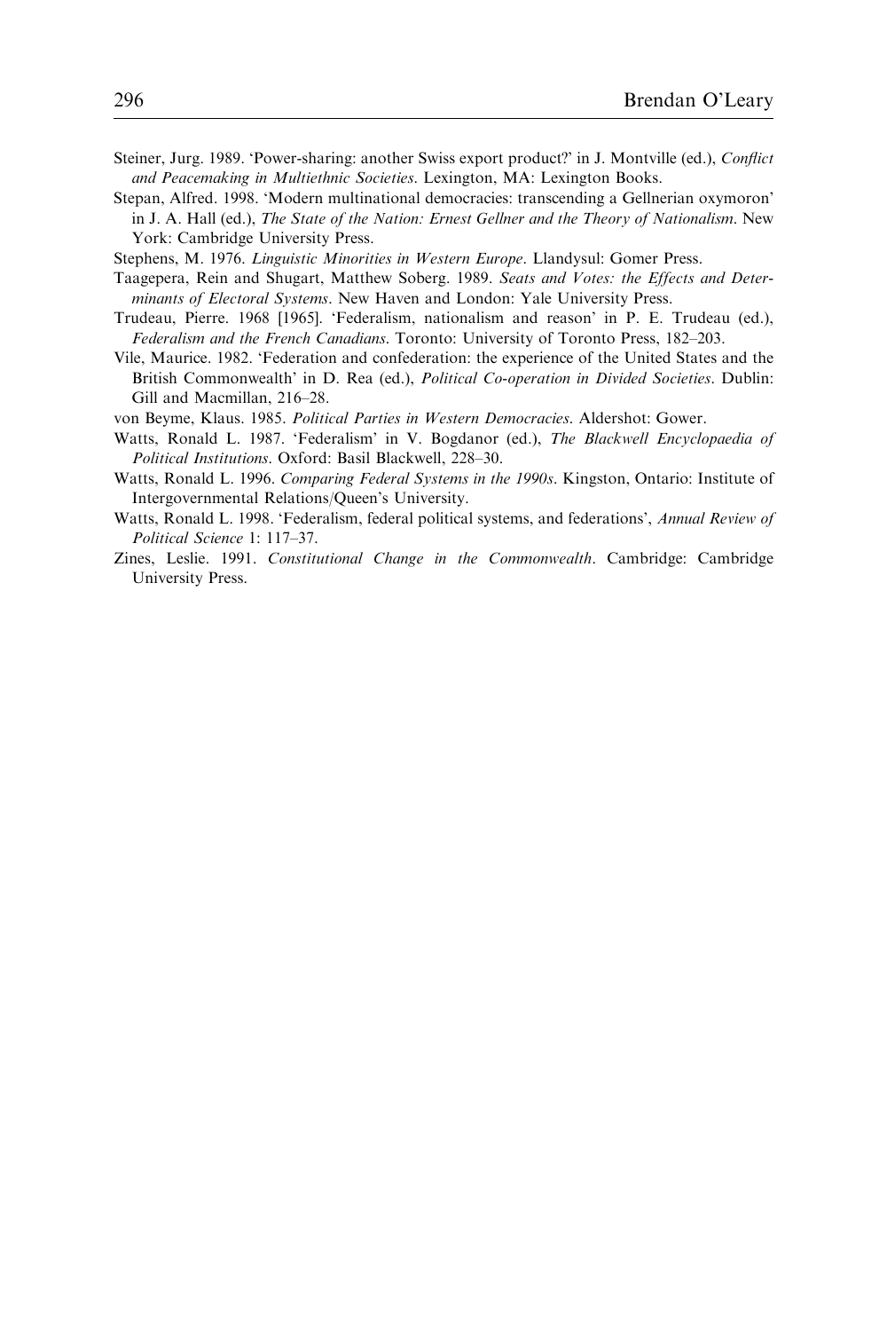Steiner, Jurg. 1989. 'Power-sharing: another Swiss export product?' in J. Montville (ed.), *Conflict and Peacemaking in Multiethnic Societies*. Lexington, MA: Lexington Books.

Stepan, Alfred. 1998. 'Modern multinational democracies: transcending a Gellnerian oxymoron' in J. A. Hall (ed.), *The State of the Nation: Ernest Gellner and the Theory of Nationalism*. New York: Cambridge University Press.

Stephens, M. 1976. *Linguistic Minorities in Western Europe*. Llandysul: Gomer Press.

Taagepera, Rein and Shugart, Matthew Soberg. 1989. *Seats and Votes: the Effects and Determinants of Electoral Systems*. New Haven and London: Yale University Press.

Trudeau, Pierre. 1968 [1965]. 'Federalism, nationalism and reason' in P. E. Trudeau (ed.), *Federalism and the French Canadians*. Toronto: University of Toronto Press, 182–203.

Vile, Maurice. 1982. 'Federation and confederation: the experience of the United States and the British Commonwealth' in D. Rea (ed.), *Political Co-operation in Divided Societies*. Dublin: Gill and Macmillan, 216–28.

von Beyme, Klaus. 1985. *Political Parties in Western Democracies*. Aldershot: Gower.

Watts, Ronald L. 1987. 'Federalism' in V. Bogdanor (ed.), *The Blackwell Encyclopaedia of Political Institutions*. Oxford: Basil Blackwell, 228–30.

Watts, Ronald L. 1996. *Comparing Federal Systems in the 1990s*. Kingston, Ontario: Institute of Intergovernmental Relations/Queen's University.

Watts, Ronald L. 1998. 'Federalism, federal political systems, and federations', *Annual Review of Political Science* 1: 117–37.

Zines, Leslie. 1991. *Constitutional Change in the Commonwealth*. Cambridge: Cambridge University Press.